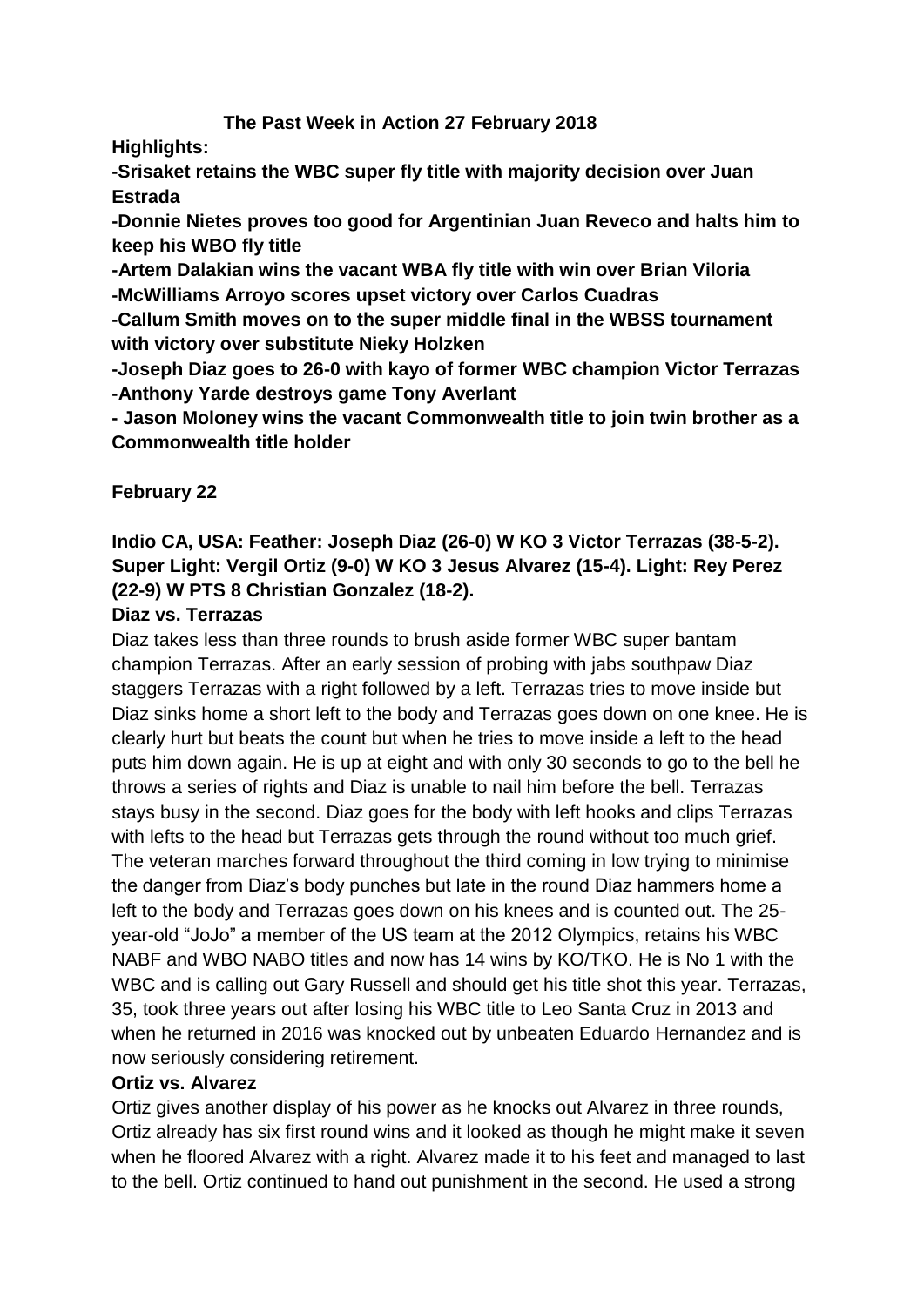# The Past Week in Action 27 February 2018

**Highlights:**

**-Srisaket retains the WBC super fly title with majority decision over Juan Estrada**

**-Donnie Nietes proves too good for Argentinian Juan Reveco and halts him to keep his WBO fly title**

**-Artem Dalakian wins the vacant WBA fly title with win over Brian Viloria**

**-McWilliams Arroyo scores upset victory over Carlos Cuadras**

**-Callum Smith moves on to the super middle final in the WBSS tournament with victory over substitute Nieky Holzken**

**-Joseph Diaz goes to 26-0 with kayo of former WBC champion Victor Terrazas**

**-Anthony Yarde destroys game Tony Averlant**

**- Jason Moloney wins the vacant Commonwealth title to join twin brother as a Commonwealth title holder**

## February 22

### Indio CA, USA: Feather: Joseph Diaz (26-0) W KO 3 Victor Terrazas (38-5-2). Super Light: Vergil Ortiz (9-0) W KO 3 Jesus Alvarez (15-4). Light: Rey Perez (22-9) W PTS 8 Christian Gonzalez (18-2).

**Diaz vs. Terrazas**

Diaz takes less than three rounds to brush aside former WBC super bantam champion Terrazas. After an early session of probing with jabs southpaw Diaz staggers Terrazas with a right followed by a left. Terrazas tries to move inside but Diaz sinks home a short left to the body and Terrazas goes down on one knee. He is clearly hurt but beats the count but when he tries to move inside a left to the head puts him down again. He is up at eight and with only 30 seconds to go to the bell he throws a series of rights and Diaz is unable to nail him before the bell. Terrazas stays busy in the second. Diaz goes for the body with left hooks and clips Terrazas with lefts to the head but Terrazas gets through the round without too much grief. The veteran marches forward throughout the third coming in low trying to minimise the danger from Diaz's body punches but late in the round Diaz hammers home a left to the body and Terrazas goes down on his knees and is counted out. The 25-year-old "JoJo" a member of the US team at the 2012 Olympics, retains his WBC NABF and WBO NABO titles and now has 14 wins by KO/TKO. He is No 1 with the WBC and is calling out Gary Russell and should get his title shot this year. Terrazas, 35, took three years out after losing his WBC title to Leo Santa Cruz in 2013 and when he returned in 2016 was knocked out by unbeaten Eduardo Hernandez and is now seriously considering retirement.

**Ortiz vs. Alvarez**

Ortiz gives another display of his power as he knocks out Alvarez in three rounds, Ortiz already has six first round wins and it looked as though he might make it seven when he floored Alvarez with a right. Alvarez made it to his feet and managed to last to the bell. Ortiz continued to hand out punishment in the second. He used a strong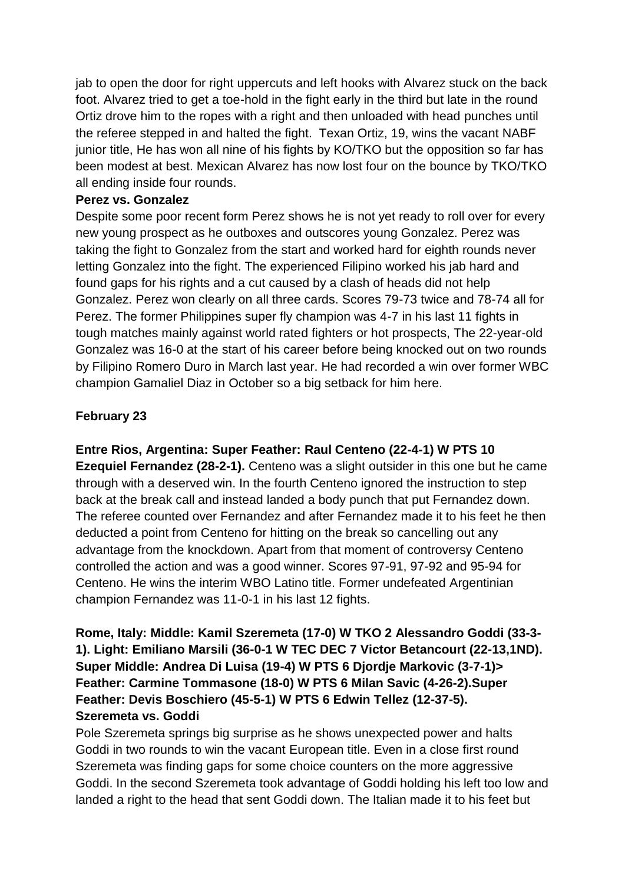jab to open the door for right uppercuts and left hooks with Alvarez stuck on the back foot. Alvarez tried to get a toe-hold in the fight early in the third but late in the round Ortiz drove him to the ropes with a right and then unloaded with head punches until the referee stepped in and halted the fight. Texan Ortiz, 19, wins the vacant NABF junior title, He has won all nine of his fights by KO/TKO but the opposition so far has been modest at best. Mexican Alvarez has now lost four on the bounce by TKO/TKO all ending inside four rounds.

**Perez vs. Gonzalez**

Despite some poor recent form Perez shows he is not yet ready to roll over for every new young prospect as he outboxes and outscores young Gonzalez. Perez was taking the fight to Gonzalez from the start and worked hard for eighth rounds never letting Gonzalez into the fight. The experienced Filipino worked his jab hard and found gaps for his rights and a cut caused by a clash of heads did not help Gonzalez. Perez won clearly on all three cards. Scores 79-73 twice and 78-74 all for Perez. The former Philippines super fly champion was 4-7 in his last 11 fights in tough matches mainly against world rated fighters or hot prospects, The 22-year-old Gonzalez was 16-0 at the start of his career before being knocked out on two rounds by Filipino Romero Duro in March last year. He had recorded a win over former WBC champion Gamaliel Diaz in October so a big setback for him here.

**February 23**

**Entre Rios, Argentina: Super Feather: Raul Centeno (22-4-1) W PTS 10 Ezequiel Fernandez (28-2-1).** Centeno was a slight outsider in this one but he came through with a deserved win. In the fourth Centeno ignored the instruction to step back at the break call and instead landed a body punch that put Fernandez down. The referee counted over Fernandez and after Fernandez made it to his feet he then deducted a point from Centeno for hitting on the break so cancelling out any advantage from the knockdown. Apart from that moment of controversy Centeno controlled the action and was a good winner. Scores 97-91, 97-92 and 95-94 for Centeno. He wins the interim WBO Latino title. Former undefeated Argentinian champion Fernandez was 11-0-1 in his last 12 fights.

**Rome, Italy: Middle: Kamil Szeremeta (17-0) W TKO 2 Alessandro Goddi (33-3-1). Light: Emiliano Marsili (36-0-1 W TEC DEC 7 Victor Betancourt (22-13,1ND). Super Middle: Andrea Di Luisa (19-4) W PTS 6 Djordje Markovic (3-7-1)> Feather: Carmine Tommasone (18-0) W PTS 6 Milan Savic (4-26-2).Super Feather: Devis Boschiero (45-5-1) W PTS 6 Edwin Tellez (12-37-5).**

**Szeremeta vs. Goddi**

Pole Szeremeta springs big surprise as he shows unexpected power and halts Goddi in two rounds to win the vacant European title. Even in a close first round Szeremeta was finding gaps for some choice counters on the more aggressive Goddi. In the second Szeremeta took advantage of Goddi holding his left too low and landed a right to the head that sent Goddi down. The Italian made it to his feet but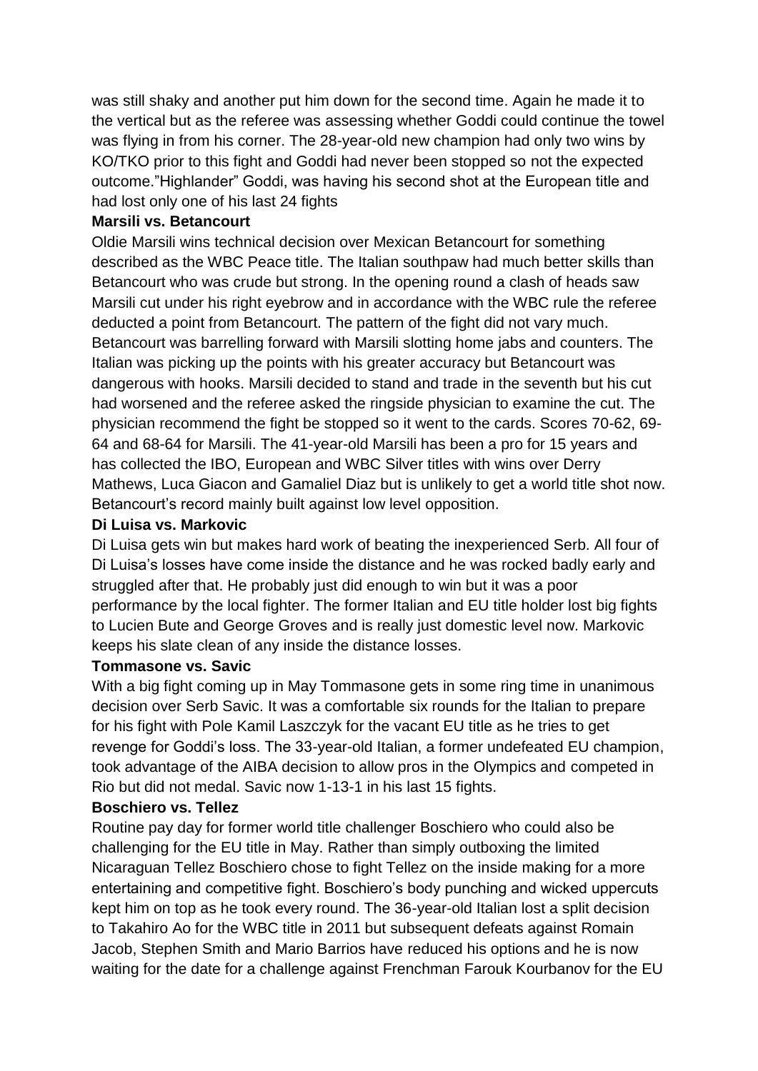was still shaky and another put him down for the second time. Again he made it to the vertical but as the referee was assessing whether Goddi could continue the towel was flying in from his corner. The 28-year-old new champion had only two wins by KO/TKO prior to this fight and Goddi had never been stopped so not the expected outcome."Highlander" Goddi, was having his second shot at the European title and had lost only one of his last 24 fights

**Marsili vs. Betancourt**

Oldie Marsili wins technical decision over Mexican Betancourt for something described as the WBC Peace title. The Italian southpaw had much better skills than Betancourt who was crude but strong. In the opening round a clash of heads saw Marsili cut under his right eyebrow and in accordance with the WBC rule the referee deducted a point from Betancourt. The pattern of the fight did not vary much. Betancourt was barrelling forward with Marsili slotting home jabs and counters. The Italian was picking up the points with his greater accuracy but Betancourt was dangerous with hooks. Marsili decided to stand and trade in the seventh but his cut had worsened and the referee asked the ringside physician to examine the cut. The physician recommend the fight be stopped so it went to the cards. Scores 70-62, 69-64 and 68-64 for Marsili. The 41-year-old Marsili has been a pro for 15 years and has collected the IBO, European and WBC Silver titles with wins over Derry Mathews, Luca Giacon and Gamaliel Diaz but is unlikely to get a world title shot now. Betancourt's record mainly built against low level opposition.

**Di Luisa vs. Markovic**

Di Luisa gets win but makes hard work of beating the inexperienced Serb. All four of Di Luisa's losses have come inside the distance and he was rocked badly early and struggled after that. He probably just did enough to win but it was a poor performance by the local fighter. The former Italian and EU title holder lost big fights to Lucien Bute and George Groves and is really just domestic level now. Markovic keeps his slate clean of any inside the distance losses.

**Tommasone vs. Savic**

With a big fight coming up in May Tommasone gets in some ring time in unanimous decision over Serb Savic. It was a comfortable six rounds for the Italian to prepare for his fight with Pole Kamil Laszczyk for the vacant EU title as he tries to get revenge for Goddi's loss. The 33-year-old Italian, a former undefeated EU champion, took advantage of the AIBA decision to allow pros in the Olympics and competed in Rio but did not medal. Savic now 1-13-1 in his last 15 fights.

**Boschiero vs. Tellez**

Routine pay day for former world title challenger Boschiero who could also be challenging for the EU title in May. Rather than simply outboxing the limited Nicaraguan Tellez Boschiero chose to fight Tellez on the inside making for a more entertaining and competitive fight. Boschiero's body punching and wicked uppercuts kept him on top as he took every round. The 36-year-old Italian lost a split decision to Takahiro Ao for the WBC title in 2011 but subsequent defeats against Romain Jacob, Stephen Smith and Mario Barrios have reduced his options and he is now waiting for the date for a challenge against Frenchman Farouk Kourbanov for the EU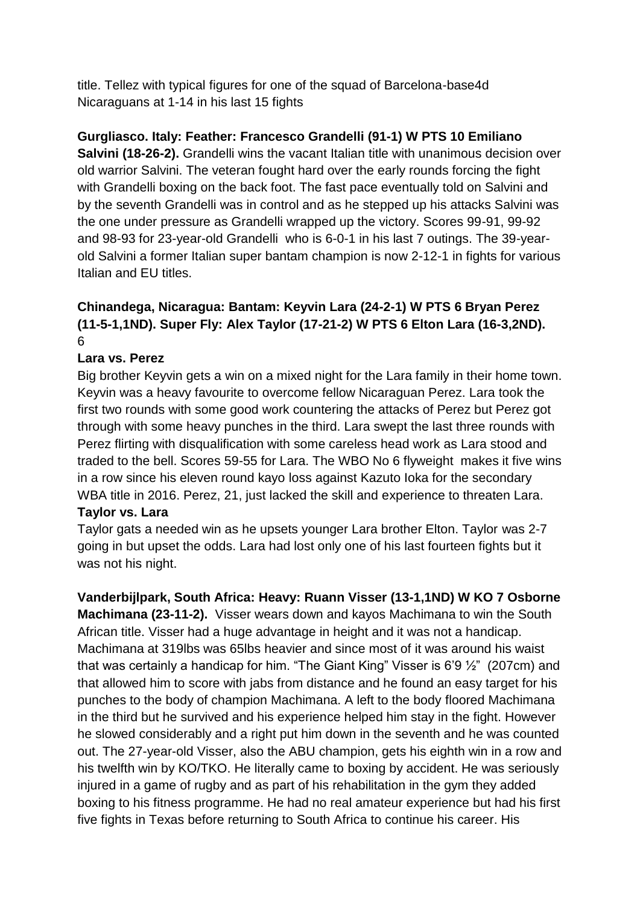title. Tellez with typical figures for one of the squad of Barcelona-base4d Nicaraguans at 1-14 in his last 15 fights

**Gurgliasco. Italy: Feather: Francesco Grandelli (91-1) W PTS 10 Emiliano Salvini (18-26-2).** Grandelli wins the vacant Italian title with unanimous decision over old warrior Salvini. The veteran fought hard over the early rounds forcing the fight with Grandelli boxing on the back foot. The fast pace eventually told on Salvini and by the seventh Grandelli was in control and as he stepped up his attacks Salvini was the one under pressure as Grandelli wrapped up the victory. Scores 99-91, 99-92 and 98-93 for 23-year-old Grandelli who is 6-0-1 in his last 7 outings. The 39-year-old Salvini a former Italian super bantam champion is now 2-12-1 in fights for various Italian and EU titles.

**Chinandega, Nicaragua: Bantam: Keyvin Lara (24-2-1) W PTS 6 Bryan Perez (11-5-1,1ND). Super Fly: Alex Taylor (17-21-2) W PTS 6 Elton Lara (16-3,2ND).** 6

**Lara vs. Perez**

Big brother Keyvin gets a win on a mixed night for the Lara family in their home town. Keyvin was a heavy favourite to overcome fellow Nicaraguan Perez. Lara took the first two rounds with some good work countering the attacks of Perez but Perez got through with some heavy punches in the third. Lara swept the last three rounds with Perez flirting with disqualification with some careless head work as Lara stood and traded to the bell. Scores 59-55 for Lara. The WBO No 6 flyweight makes it five wins in a row since his eleven round kayo loss against Kazuto Ioka for the secondary WBA title in 2016. Perez, 21, just lacked the skill and experience to threaten Lara.

**Taylor vs. Lara**

Taylor gats a needed win as he upsets younger Lara brother Elton. Taylor was 2-7 going in but upset the odds. Lara had lost only one of his last fourteen fights but it was not his night.

**Vanderbijlpark, South Africa: Heavy: Ruann Visser (13-1,1ND) W KO 7 Osborne Machimana (23-11-2).** Visser wears down and kayos Machimana to win the South African title. Visser had a huge advantage in height and it was not a handicap. Machimana at 319lbs was 65lbs heavier and since most of it was around his waist that was certainly a handicap for him. "The Giant King" Visser is 6'9 ½" (207cm) and that allowed him to score with jabs from distance and he found an easy target for his punches to the body of champion Machimana. A left to the body floored Machimana in the third but he survived and his experience helped him stay in the fight. However he slowed considerably and a right put him down in the seventh and he was counted out. The 27-year-old Visser, also the ABU champion, gets his eighth win in a row and his twelfth win by KO/TKO. He literally came to boxing by accident. He was seriously injured in a game of rugby and as part of his rehabilitation in the gym they added boxing to his fitness programme. He had no real amateur experience but had his first five fights in Texas before returning to South Africa to continue his career. His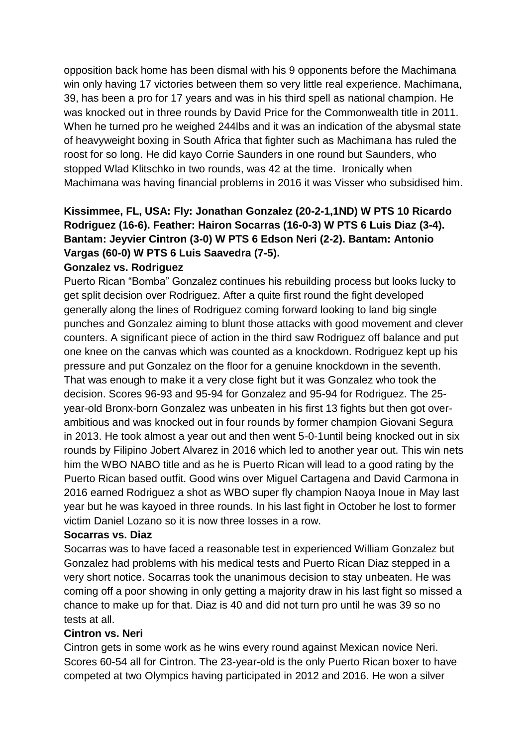opposition back home has been dismal with his 9 opponents before the Machimana win only having 17 victories between them so very little real experience. Machimana, 39, has been a pro for 17 years and was in his third spell as national champion. He was knocked out in three rounds by David Price for the Commonwealth title in 2011. When he turned pro he weighed 244lbs and it was an indication of the abysmal state of heavyweight boxing in South Africa that fighter such as Machimana has ruled the roost for so long. He did kayo Corrie Saunders in one round but Saunders, who stopped Wlad Klitschko in two rounds, was 42 at the time. Ironically when Machimana was having financial problems in 2016 it was Visser who subsidised him.

**Kissimmee, FL, USA: Fly: Jonathan Gonzalez (20-2-1,1ND) W PTS 10 Ricardo Rodriguez (16-6). Feather: Hairon Socarras (16-0-3) W PTS 6 Luis Diaz (3-4). Bantam: Jeyvier Cintron (3-0) W PTS 6 Edson Neri (2-2). Bantam: Antonio Vargas (60-0) W PTS 6 Luis Saavedra (7-5).**

**Gonzalez vs. Rodriguez**

Puerto Rican "Bomba" Gonzalez continues his rebuilding process but looks lucky to get split decision over Rodriguez. After a quite first round the fight developed generally along the lines of Rodriguez coming forward looking to land big single punches and Gonzalez aiming to blunt those attacks with good movement and clever counters. A significant piece of action in the third saw Rodriguez off balance and put one knee on the canvas which was counted as a knockdown. Rodriguez kept up his pressure and put Gonzalez on the floor for a genuine knockdown in the seventh. That was enough to make it a very close fight but it was Gonzalez who took the decision. Scores 96-93 and 95-94 for Gonzalez and 95-94 for Rodriguez. The 25-year-old Bronx-born Gonzalez was unbeaten in his first 13 fights but then got over-ambitious and was knocked out in four rounds by former champion Giovani Segura in 2013. He took almost a year out and then went 5-0-1until being knocked out in six rounds by Filipino Jobert Alvarez in 2016 which led to another year out. This win nets him the WBO NABO title and as he is Puerto Rican will lead to a good rating by the Puerto Rican based outfit. Good wins over Miguel Cartagena and David Carmona in 2016 earned Rodriguez a shot as WBO super fly champion Naoya Inoue in May last year but he was kayoed in three rounds. In his last fight in October he lost to former victim Daniel Lozano so it is now three losses in a row.

**Socarras vs. Diaz**

Socarras was to have faced a reasonable test in experienced William Gonzalez but Gonzalez had problems with his medical tests and Puerto Rican Diaz stepped in a very short notice. Socarras took the unanimous decision to stay unbeaten. He was coming off a poor showing in only getting a majority draw in his last fight so missed a chance to make up for that. Diaz is 40 and did not turn pro until he was 39 so no tests at all.

**Cintron vs. Neri**

Cintron gets in some work as he wins every round against Mexican novice Neri. Scores 60-54 all for Cintron. The 23-year-old is the only Puerto Rican boxer to have competed at two Olympics having participated in 2012 and 2016. He won a silver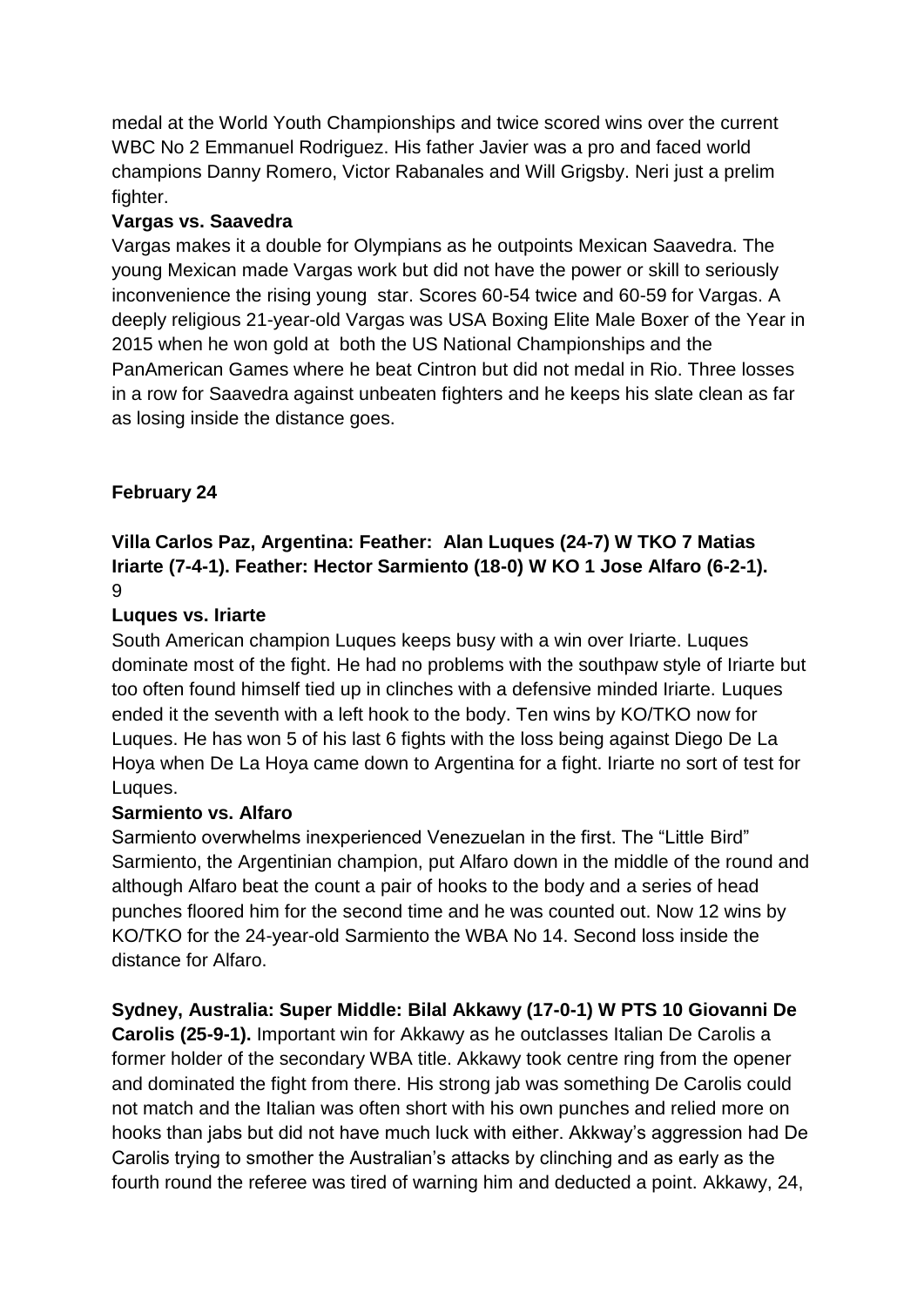medal at the World Youth Championships and twice scored wins over the current WBC No 2 Emmanuel Rodriguez. His father Javier was a pro and faced world champions Danny Romero, Victor Rabanales and Will Grigsby. Neri just a prelim fighter.

**Vargas vs. Saavedra**

Vargas makes it a double for Olympians as he outpoints Mexican Saavedra. The young Mexican made Vargas work but did not have the power or skill to seriously inconvenience the rising young star. Scores 60-54 twice and 60-59 for Vargas. A deeply religious 21-year-old Vargas was USA Boxing Elite Male Boxer of the Year in 2015 when he won gold at both the US National Championships and the PanAmerican Games where he beat Cintron but did not medal in Rio. Three losses in a row for Saavedra against unbeaten fighters and he keeps his slate clean as far as losing inside the distance goes.

**February 24**

**Villa Carlos Paz, Argentina: Feather: Alan Luques (24-7) W TKO 7 Matias Iriarte (7-4-1). Feather: Hector Sarmiento (18-0) W KO 1 Jose Alfaro (6-2-1).**
9

**Luques vs. Iriarte**

South American champion Luques keeps busy with a win over Iriarte. Luques dominate most of the fight. He had no problems with the southpaw style of Iriarte but too often found himself tied up in clinches with a defensive minded Iriarte. Luques ended it the seventh with a left hook to the body. Ten wins by KO/TKO now for Luques. He has won 5 of his last 6 fights with the loss being against Diego De La Hoya when De La Hoya came down to Argentina for a fight. Iriarte no sort of test for Luques.

**Sarmiento vs. Alfaro**

Sarmiento overwhelms inexperienced Venezuelan in the first. The "Little Bird" Sarmiento, the Argentinian champion, put Alfaro down in the middle of the round and although Alfaro beat the count a pair of hooks to the body and a series of head punches floored him for the second time and he was counted out. Now 12 wins by KO/TKO for the 24-year-old Sarmiento the WBA No 14. Second loss inside the distance for Alfaro.

**Sydney, Australia: Super Middle: Bilal Akkawy (17-0-1) W PTS 10 Giovanni De Carolis (25-9-1).** Important win for Akkawy as he outclasses Italian De Carolis a former holder of the secondary WBA title. Akkawy took centre ring from the opener and dominated the fight from there. His strong jab was something De Carolis could not match and the Italian was often short with his own punches and relied more on hooks than jabs but did not have much luck with either. Akkway's aggression had De Carolis trying to smother the Australian's attacks by clinching and as early as the fourth round the referee was tired of warning him and deducted a point. Akkawy, 24,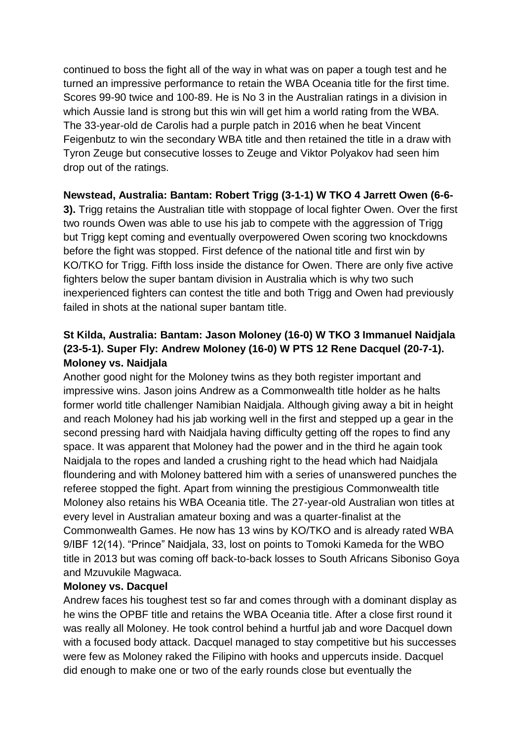continued to boss the fight all of the way in what was on paper a tough test and he turned an impressive performance to retain the WBA Oceania title for the first time. Scores 99-90 twice and 100-89. He is No 3 in the Australian ratings in a division in which Aussie land is strong but this win will get him a world rating from the WBA. The 33-year-old de Carolis had a purple patch in 2016 when he beat Vincent Feigenbutz to win the secondary WBA title and then retained the title in a draw with Tyron Zeuge but consecutive losses to Zeuge and Viktor Polyakov had seen him drop out of the ratings.

**Newstead, Australia: Bantam: Robert Trigg (3-1-1) W TKO 4 Jarrett Owen (6-6-3).** Trigg retains the Australian title with stoppage of local fighter Owen. Over the first two rounds Owen was able to use his jab to compete with the aggression of Trigg but Trigg kept coming and eventually overpowered Owen scoring two knockdowns before the fight was stopped. First defence of the national title and first win by KO/TKO for Trigg. Fifth loss inside the distance for Owen. There are only five active fighters below the super bantam division in Australia which is why two such inexperienced fighters can contest the title and both Trigg and Owen had previously failed in shots at the national super bantam title.

**St Kilda, Australia: Bantam: Jason Moloney (16-0) W TKO 3 Immanuel Naidjala (23-5-1). Super Fly: Andrew Moloney (16-0) W PTS 12 Rene Dacquel (20-7-1).**

**Moloney vs. Naidjala**

Another good night for the Moloney twins as they both register important and impressive wins. Jason joins Andrew as a Commonwealth title holder as he halts former world title challenger Namibian Naidjala. Although giving away a bit in height and reach Moloney had his jab working well in the first and stepped up a gear in the second pressing hard with Naidjala having difficulty getting off the ropes to find any space. It was apparent that Moloney had the power and in the third he again took Naidjala to the ropes and landed a crushing right to the head which had Naidjala floundering and with Moloney battered him with a series of unanswered punches the referee stopped the fight. Apart from winning the prestigious Commonwealth title Moloney also retains his WBA Oceania title. The 27-year-old Australian won titles at every level in Australian amateur boxing and was a quarter-finalist at the Commonwealth Games. He now has 13 wins by KO/TKO and is already rated WBA 9/IBF 12(14). "Prince" Naidjala, 33, lost on points to Tomoki Kameda for the WBO title in 2013 but was coming off back-to-back losses to South Africans Siboniso Goya and Mzuvukile Magwaca.

**Moloney vs. Dacquel**

Andrew faces his toughest test so far and comes through with a dominant display as he wins the OPBF title and retains the WBA Oceania title. After a close first round it was really all Moloney. He took control behind a hurtful jab and wore Dacquel down with a focused body attack. Dacquel managed to stay competitive but his successes were few as Moloney raked the Filipino with hooks and uppercuts inside. Dacquel did enough to make one or two of the early rounds close but eventually the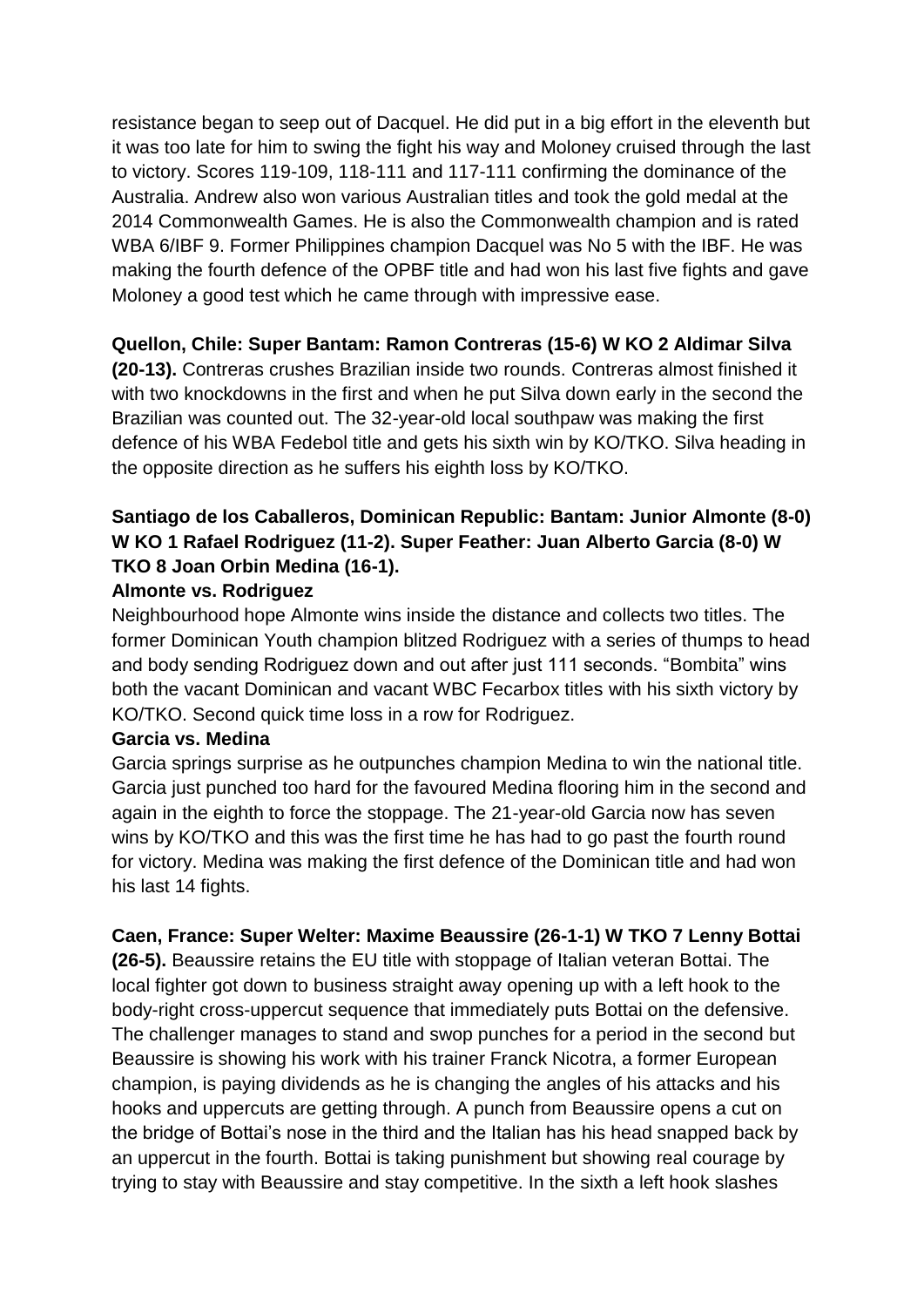resistance began to seep out of Dacquel. He did put in a big effort in the eleventh but it was too late for him to swing the fight his way and Moloney cruised through the last to victory. Scores 119-109, 118-111 and 117-111 confirming the dominance of the Australia. Andrew also won various Australian titles and took the gold medal at the 2014 Commonwealth Games. He is also the Commonwealth champion and is rated WBA 6/IBF 9. Former Philippines champion Dacquel was No 5 with the IBF. He was making the fourth defence of the OPBF title and had won his last five fights and gave Moloney a good test which he came through with impressive ease.

**Quellon, Chile: Super Bantam: Ramon Contreras (15-6) W KO 2 Aldimar Silva (20-13).** Contreras crushes Brazilian inside two rounds. Contreras almost finished it with two knockdowns in the first and when he put Silva down early in the second the Brazilian was counted out. The 32-year-old local southpaw was making the first defence of his WBA Fedebol title and gets his sixth win by KO/TKO. Silva heading in the opposite direction as he suffers his eighth loss by KO/TKO.

**Santiago de los Caballeros, Dominican Republic: Bantam: Junior Almonte (8-0) W KO 1 Rafael Rodriguez (11-2). Super Feather: Juan Alberto Garcia (8-0) W TKO 8 Joan Orbin Medina (16-1).**

**Almonte vs. Rodriguez**

Neighbourhood hope Almonte wins inside the distance and collects two titles. The former Dominican Youth champion blitzed Rodriguez with a series of thumps to head and body sending Rodriguez down and out after just 111 seconds. "Bombita" wins both the vacant Dominican and vacant WBC Fecarbox titles with his sixth victory by KO/TKO. Second quick time loss in a row for Rodriguez.

**Garcia vs. Medina**

Garcia springs surprise as he outpunches champion Medina to win the national title. Garcia just punched too hard for the favoured Medina flooring him in the second and again in the eighth to force the stoppage. The 21-year-old Garcia now has seven wins by KO/TKO and this was the first time he has had to go past the fourth round for victory. Medina was making the first defence of the Dominican title and had won his last 14 fights.

**Caen, France: Super Welter: Maxime Beaussire (26-1-1) W TKO 7 Lenny Bottai (26-5).** Beaussire retains the EU title with stoppage of Italian veteran Bottai. The local fighter got down to business straight away opening up with a left hook to the body-right cross-uppercut sequence that immediately puts Bottai on the defensive. The challenger manages to stand and swop punches for a period in the second but Beaussire is showing his work with his trainer Franck Nicotra, a former European champion, is paying dividends as he is changing the angles of his attacks and his hooks and uppercuts are getting through. A punch from Beaussire opens a cut on the bridge of Bottai's nose in the third and the Italian has his head snapped back by an uppercut in the fourth. Bottai is taking punishment but showing real courage by trying to stay with Beaussire and stay competitive. In the sixth a left hook slashes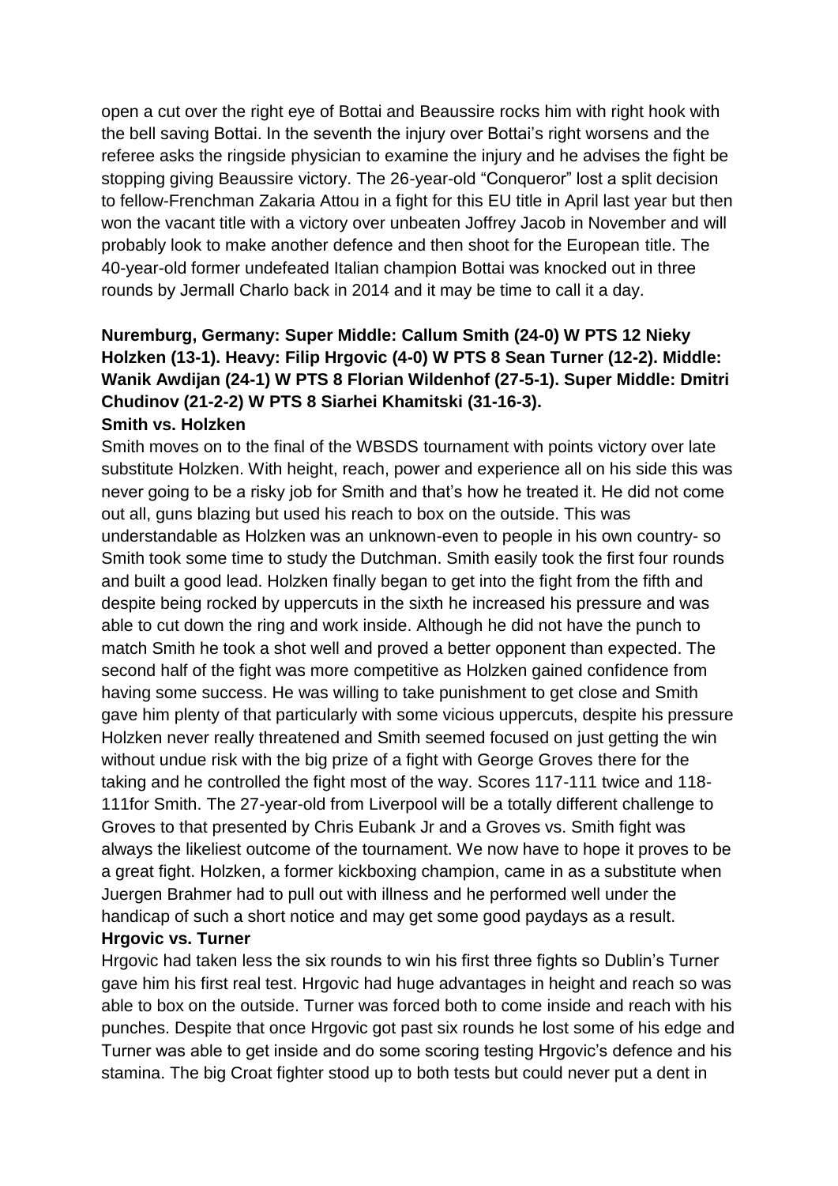open a cut over the right eye of Bottai and Beaussire rocks him with right hook with the bell saving Bottai. In the seventh the injury over Bottai's right worsens and the referee asks the ringside physician to examine the injury and he advises the fight be stopping giving Beaussire victory. The 26-year-old "Conqueror" lost a split decision to fellow-Frenchman Zakaria Attou in a fight for this EU title in April last year but then won the vacant title with a victory over unbeaten Joffrey Jacob in November and will probably look to make another defence and then shoot for the European title. The 40-year-old former undefeated Italian champion Bottai was knocked out in three rounds by Jermall Charlo back in 2014 and it may be time to call it a day.

**Nuremburg, Germany: Super Middle: Callum Smith (24-0) W PTS 12 Nieky Holzken (13-1). Heavy: Filip Hrgovic (4-0) W PTS 8 Sean Turner (12-2). Middle: Wanik Awdijan (24-1) W PTS 8 Florian Wildenhof (27-5-1). Super Middle: Dmitri Chudinov (21-2-2) W PTS 8 Siarhei Khamitski (31-16-3).**

**Smith vs. Holzken**

Smith moves on to the final of the WBSDS tournament with points victory over late substitute Holzken. With height, reach, power and experience all on his side this was never going to be a risky job for Smith and that's how he treated it. He did not come out all, guns blazing but used his reach to box on the outside. This was understandable as Holzken was an unknown-even to people in his own country- so Smith took some time to study the Dutchman. Smith easily took the first four rounds and built a good lead. Holzken finally began to get into the fight from the fifth and despite being rocked by uppercuts in the sixth he increased his pressure and was able to cut down the ring and work inside. Although he did not have the punch to match Smith he took a shot well and proved a better opponent than expected. The second half of the fight was more competitive as Holzken gained confidence from having some success. He was willing to take punishment to get close and Smith gave him plenty of that particularly with some vicious uppercuts, despite his pressure Holzken never really threatened and Smith seemed focused on just getting the win without undue risk with the big prize of a fight with George Groves there for the taking and he controlled the fight most of the way. Scores 117-111 twice and 118-111for Smith. The 27-year-old from Liverpool will be a totally different challenge to Groves to that presented by Chris Eubank Jr and a Groves vs. Smith fight was always the likeliest outcome of the tournament. We now have to hope it proves to be a great fight. Holzken, a former kickboxing champion, came in as a substitute when Juergen Brahmer had to pull out with illness and he performed well under the handicap of such a short notice and may get some good paydays as a result.

**Hrgovic vs. Turner**

Hrgovic had taken less the six rounds to win his first three fights so Dublin's Turner gave him his first real test. Hrgovic had huge advantages in height and reach so was able to box on the outside. Turner was forced both to come inside and reach with his punches. Despite that once Hrgovic got past six rounds he lost some of his edge and Turner was able to get inside and do some scoring testing Hrgovic's defence and his stamina. The big Croat fighter stood up to both tests but could never put a dent in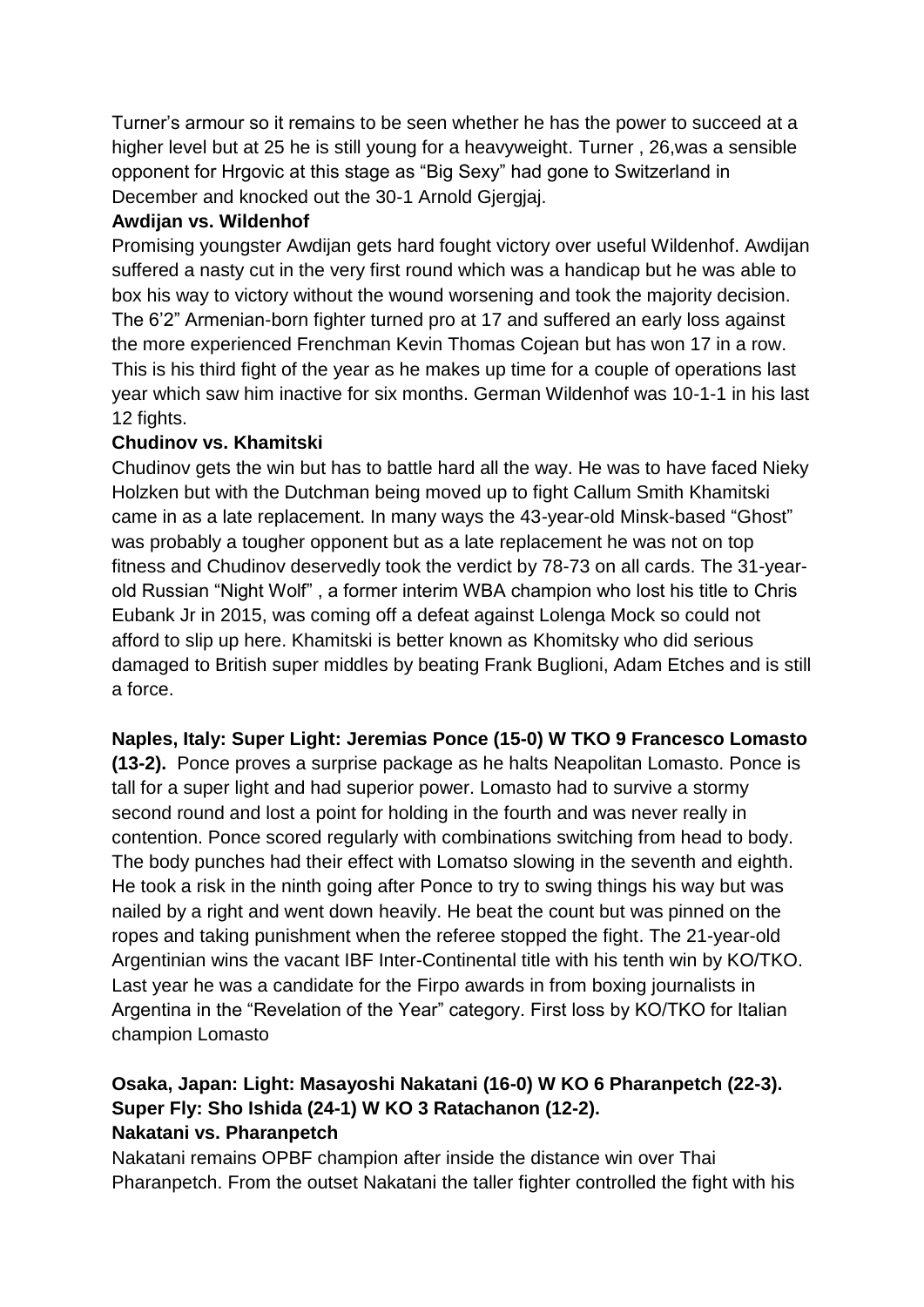Turner's armour so it remains to be seen whether he has the power to succeed at a higher level but at 25 he is still young for a heavyweight. Turner , 26,was a sensible opponent for Hrgovic at this stage as "Big Sexy" had gone to Switzerland in December and knocked out the 30-1 Arnold Gjergjaj.

**Awdijan vs. Wildenhof**

Promising youngster Awdijan gets hard fought victory over useful Wildenhof. Awdijan suffered a nasty cut in the very first round which was a handicap but he was able to box his way to victory without the wound worsening and took the majority decision. The 6'2" Armenian-born fighter turned pro at 17 and suffered an early loss against the more experienced Frenchman Kevin Thomas Cojean but has won 17 in a row. This is his third fight of the year as he makes up time for a couple of operations last year which saw him inactive for six months. German Wildenhof was 10-1-1 in his last 12 fights.

**Chudinov vs. Khamitski**

Chudinov gets the win but has to battle hard all the way. He was to have faced Nieky Holzken but with the Dutchman being moved up to fight Callum Smith Khamitski came in as a late replacement. In many ways the 43-year-old Minsk-based "Ghost" was probably a tougher opponent but as a late replacement he was not on top fitness and Chudinov deservedly took the verdict by 78-73 on all cards. The 31-year-old Russian "Night Wolf" , a former interim WBA champion who lost his title to Chris Eubank Jr in 2015, was coming off a defeat against Lolenga Mock so could not afford to slip up here. Khamitski is better known as Khomitsky who did serious damaged to British super middles by beating Frank Buglioni, Adam Etches and is still a force.

**Naples, Italy: Super Light: Jeremias Ponce (15-0) W TKO 9 Francesco Lomasto (13-2).** Ponce proves a surprise package as he halts Neapolitan Lomasto. Ponce is tall for a super light and had superior power. Lomasto had to survive a stormy second round and lost a point for holding in the fourth and was never really in contention. Ponce scored regularly with combinations switching from head to body. The body punches had their effect with Lomatso slowing in the seventh and eighth. He took a risk in the ninth going after Ponce to try to swing things his way but was nailed by a right and went down heavily. He beat the count but was pinned on the ropes and taking punishment when the referee stopped the fight. The 21-year-old Argentinian wins the vacant IBF Inter-Continental title with his tenth win by KO/TKO. Last year he was a candidate for the Firpo awards in from boxing journalists in Argentina in the "Revelation of the Year" category. First loss by KO/TKO for Italian champion Lomasto

**Osaka, Japan: Light: Masayoshi Nakatani (16-0) W KO 6 Pharanpetch (22-3). Super Fly: Sho Ishida (24-1) W KO 3 Ratachanon (12-2).**

**Nakatani vs. Pharanpetch**

Nakatani remains OPBF champion after inside the distance win over Thai Pharanpetch. From the outset Nakatani the taller fighter controlled the fight with his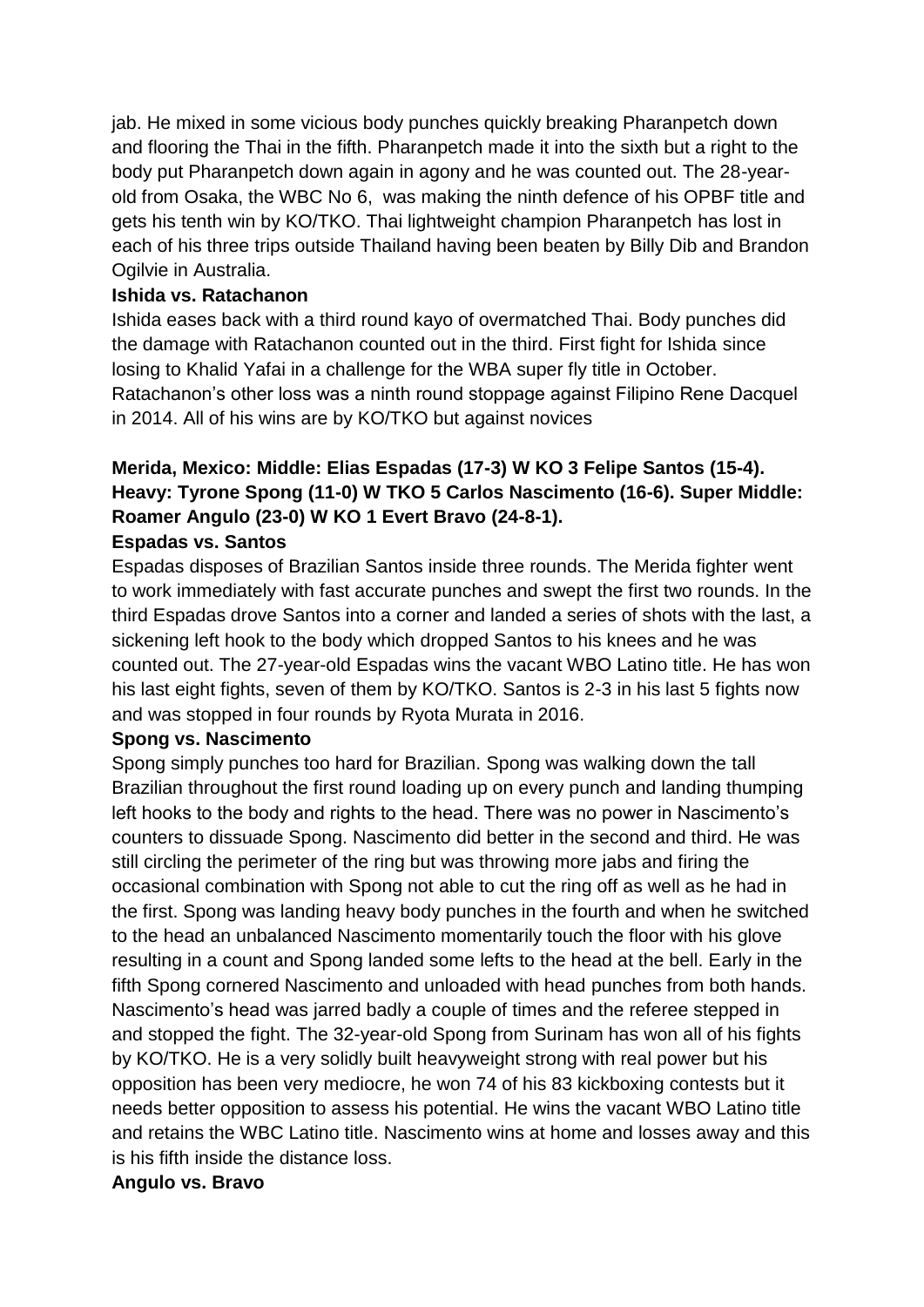jab. He mixed in some vicious body punches quickly breaking Pharanpetch down and flooring the Thai in the fifth. Pharanpetch made it into the sixth but a right to the body put Pharanpetch down again in agony and he was counted out. The 28-year-old from Osaka, the WBC No 6, was making the ninth defence of his OPBF title and gets his tenth win by KO/TKO. Thai lightweight champion Pharanpetch has lost in each of his three trips outside Thailand having been beaten by Billy Dib and Brandon Ogilvie in Australia.

**Ishida vs. Ratachanon**

Ishida eases back with a third round kayo of overmatched Thai. Body punches did the damage with Ratachanon counted out in the third. First fight for Ishida since losing to Khalid Yafai in a challenge for the WBA super fly title in October. Ratachanon's other loss was a ninth round stoppage against Filipino Rene Dacquel in 2014. All of his wins are by KO/TKO but against novices

**Merida, Mexico: Middle: Elias Espadas (17-3) W KO 3 Felipe Santos (15-4). Heavy: Tyrone Spong (11-0) W TKO 5 Carlos Nascimento (16-6). Super Middle: Roamer Angulo (23-0) W KO 1 Evert Bravo (24-8-1).**

**Espadas vs. Santos**

Espadas disposes of Brazilian Santos inside three rounds. The Merida fighter went to work immediately with fast accurate punches and swept the first two rounds. In the third Espadas drove Santos into a corner and landed a series of shots with the last, a sickening left hook to the body which dropped Santos to his knees and he was counted out. The 27-year-old Espadas wins the vacant WBO Latino title. He has won his last eight fights, seven of them by KO/TKO. Santos is 2-3 in his last 5 fights now and was stopped in four rounds by Ryota Murata in 2016.

**Spong vs. Nascimento**

Spong simply punches too hard for Brazilian. Spong was walking down the tall Brazilian throughout the first round loading up on every punch and landing thumping left hooks to the body and rights to the head. There was no power in Nascimento's counters to dissuade Spong. Nascimento did better in the second and third. He was still circling the perimeter of the ring but was throwing more jabs and firing the occasional combination with Spong not able to cut the ring off as well as he had in the first. Spong was landing heavy body punches in the fourth and when he switched to the head an unbalanced Nascimento momentarily touch the floor with his glove resulting in a count and Spong landed some lefts to the head at the bell. Early in the fifth Spong cornered Nascimento and unloaded with head punches from both hands. Nascimento's head was jarred badly a couple of times and the referee stepped in and stopped the fight. The 32-year-old Spong from Surinam has won all of his fights by KO/TKO. He is a very solidly built heavyweight strong with real power but his opposition has been very mediocre, he won 74 of his 83 kickboxing contests but it needs better opposition to assess his potential. He wins the vacant WBO Latino title and retains the WBC Latino title. Nascimento wins at home and losses away and this is his fifth inside the distance loss.

**Angulo vs. Bravo**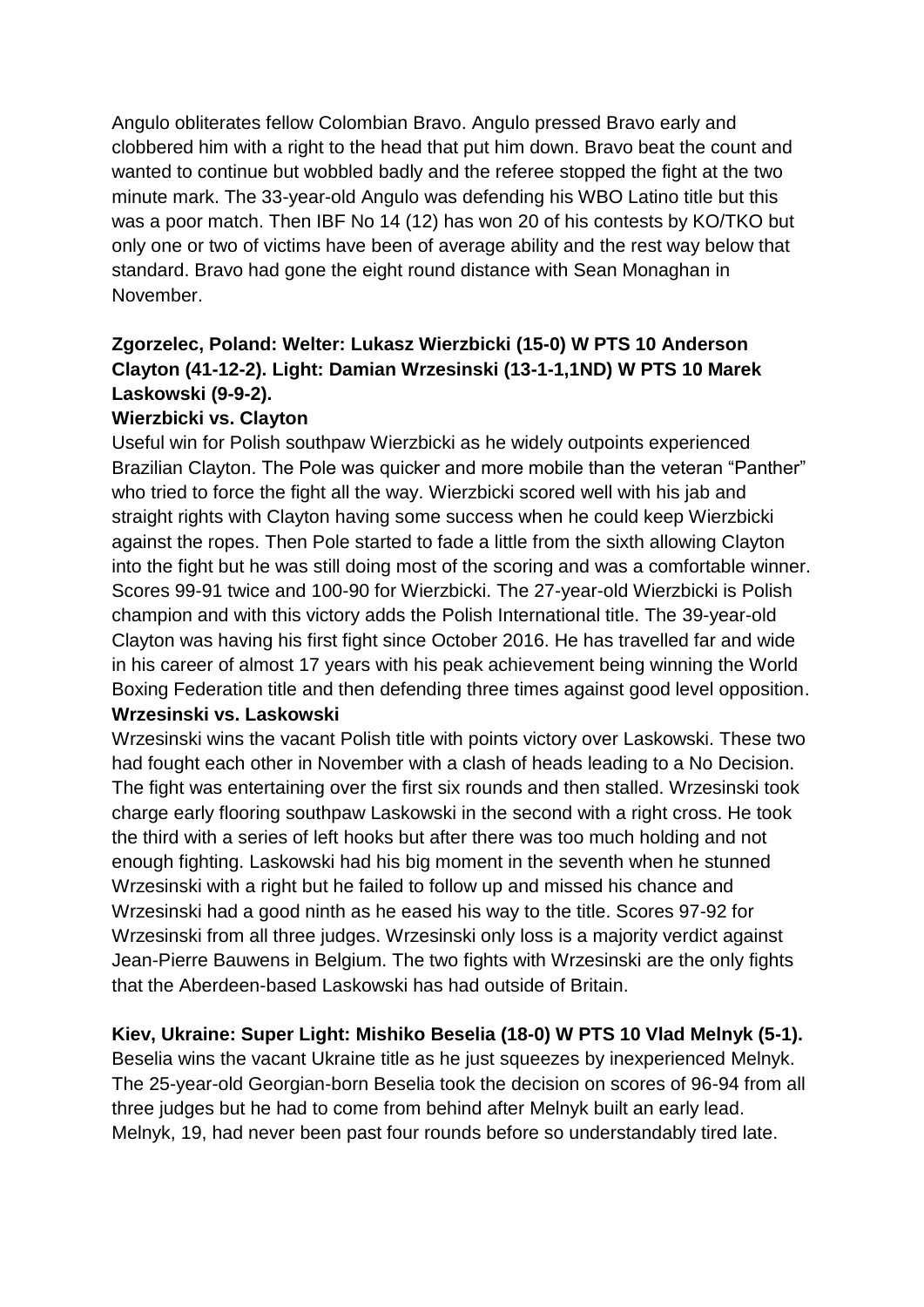Angulo obliterates fellow Colombian Bravo. Angulo pressed Bravo early and clobbered him with a right to the head that put him down. Bravo beat the count and wanted to continue but wobbled badly and the referee stopped the fight at the two minute mark. The 33-year-old Angulo was defending his WBO Latino title but this was a poor match. Then IBF No 14 (12) has won 20 of his contests by KO/TKO but only one or two of victims have been of average ability and the rest way below that standard. Bravo had gone the eight round distance with Sean Monaghan in November.

**Zgorzelec, Poland: Welter: Lukasz Wierzbicki (15-0) W PTS 10 Anderson Clayton (41-12-2). Light: Damian Wrzesinski (13-1-1,1ND) W PTS 10 Marek Laskowski (9-9-2).**

**Wierzbicki vs. Clayton**

Useful win for Polish southpaw Wierzbicki as he widely outpoints experienced Brazilian Clayton. The Pole was quicker and more mobile than the veteran "Panther" who tried to force the fight all the way. Wierzbicki scored well with his jab and straight rights with Clayton having some success when he could keep Wierzbicki against the ropes. Then Pole started to fade a little from the sixth allowing Clayton into the fight but he was still doing most of the scoring and was a comfortable winner. Scores 99-91 twice and 100-90 for Wierzbicki. The 27-year-old Wierzbicki is Polish champion and with this victory adds the Polish International title. The 39-year-old Clayton was having his first fight since October 2016. He has travelled far and wide in his career of almost 17 years with his peak achievement being winning the World Boxing Federation title and then defending three times against good level opposition.

**Wrzesinski vs. Laskowski**

Wrzesinski wins the vacant Polish title with points victory over Laskowski. These two had fought each other in November with a clash of heads leading to a No Decision. The fight was entertaining over the first six rounds and then stalled. Wrzesinski took charge early flooring southpaw Laskowski in the second with a right cross. He took the third with a series of left hooks but after there was too much holding and not enough fighting. Laskowski had his big moment in the seventh when he stunned Wrzesinski with a right but he failed to follow up and missed his chance and Wrzesinski had a good ninth as he eased his way to the title. Scores 97-92 for Wrzesinski from all three judges. Wrzesinski only loss is a majority verdict against Jean-Pierre Bauwens in Belgium. The two fights with Wrzesinski are the only fights that the Aberdeen-based Laskowski has had outside of Britain.

**Kiev, Ukraine: Super Light: Mishiko Beselia (18-0) W PTS 10 Vlad Melnyk (5-1).**

Beselia wins the vacant Ukraine title as he just squeezes by inexperienced Melnyk. The 25-year-old Georgian-born Beselia took the decision on scores of 96-94 from all three judges but he had to come from behind after Melnyk built an early lead. Melnyk, 19, had never been past four rounds before so understandably tired late.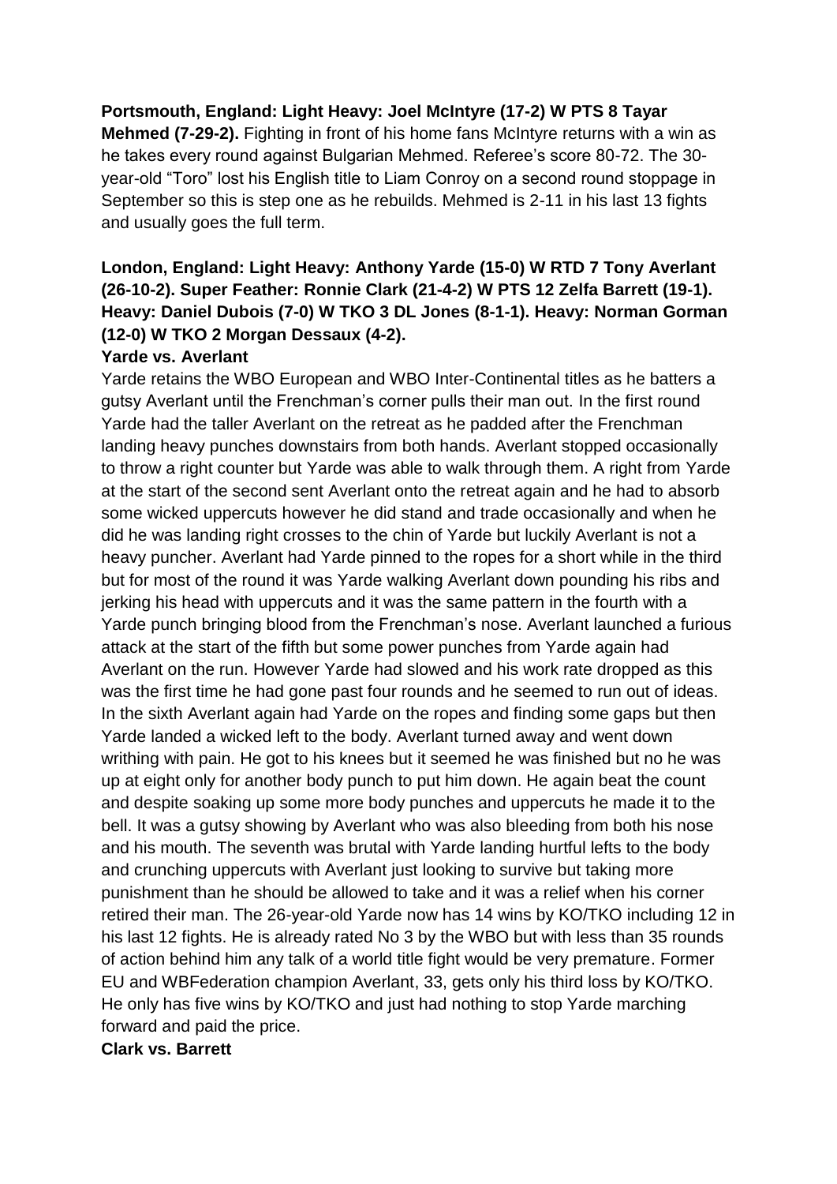**Portsmouth, England: Light Heavy: Joel McIntyre (17-2) W PTS 8 Tayar Mehmed (7-29-2).** Fighting in front of his home fans McIntyre returns with a win as he takes every round against Bulgarian Mehmed. Referee's score 80-72. The 30-year-old "Toro" lost his English title to Liam Conroy on a second round stoppage in September so this is step one as he rebuilds. Mehmed is 2-11 in his last 13 fights and usually goes the full term.

**London, England: Light Heavy: Anthony Yarde (15-0) W RTD 7 Tony Averlant (26-10-2). Super Feather: Ronnie Clark (21-4-2) W PTS 12 Zelfa Barrett (19-1). Heavy: Daniel Dubois (7-0) W TKO 3 DL Jones (8-1-1). Heavy: Norman Gorman (12-0) W TKO 2 Morgan Dessaux (4-2).**

**Yarde vs. Averlant**

Yarde retains the WBO European and WBO Inter-Continental titles as he batters a gutsy Averlant until the Frenchman's corner pulls their man out. In the first round Yarde had the taller Averlant on the retreat as he padded after the Frenchman landing heavy punches downstairs from both hands. Averlant stopped occasionally to throw a right counter but Yarde was able to walk through them. A right from Yarde at the start of the second sent Averlant onto the retreat again and he had to absorb some wicked uppercuts however he did stand and trade occasionally and when he did he was landing right crosses to the chin of Yarde but luckily Averlant is not a heavy puncher. Averlant had Yarde pinned to the ropes for a short while in the third but for most of the round it was Yarde walking Averlant down pounding his ribs and jerking his head with uppercuts and it was the same pattern in the fourth with a Yarde punch bringing blood from the Frenchman's nose. Averlant launched a furious attack at the start of the fifth but some power punches from Yarde again had Averlant on the run. However Yarde had slowed and his work rate dropped as this was the first time he had gone past four rounds and he seemed to run out of ideas. In the sixth Averlant again had Yarde on the ropes and finding some gaps but then Yarde landed a wicked left to the body. Averlant turned away and went down writhing with pain. He got to his knees but it seemed he was finished but no he was up at eight only for another body punch to put him down. He again beat the count and despite soaking up some more body punches and uppercuts he made it to the bell. It was a gutsy showing by Averlant who was also bleeding from both his nose and his mouth. The seventh was brutal with Yarde landing hurtful lefts to the body and crunching uppercuts with Averlant just looking to survive but taking more punishment than he should be allowed to take and it was a relief when his corner retired their man. The 26-year-old Yarde now has 14 wins by KO/TKO including 12 in his last 12 fights. He is already rated No 3 by the WBO but with less than 35 rounds of action behind him any talk of a world title fight would be very premature. Former EU and WBFederation champion Averlant, 33, gets only his third loss by KO/TKO. He only has five wins by KO/TKO and just had nothing to stop Yarde marching forward and paid the price.

**Clark vs. Barrett**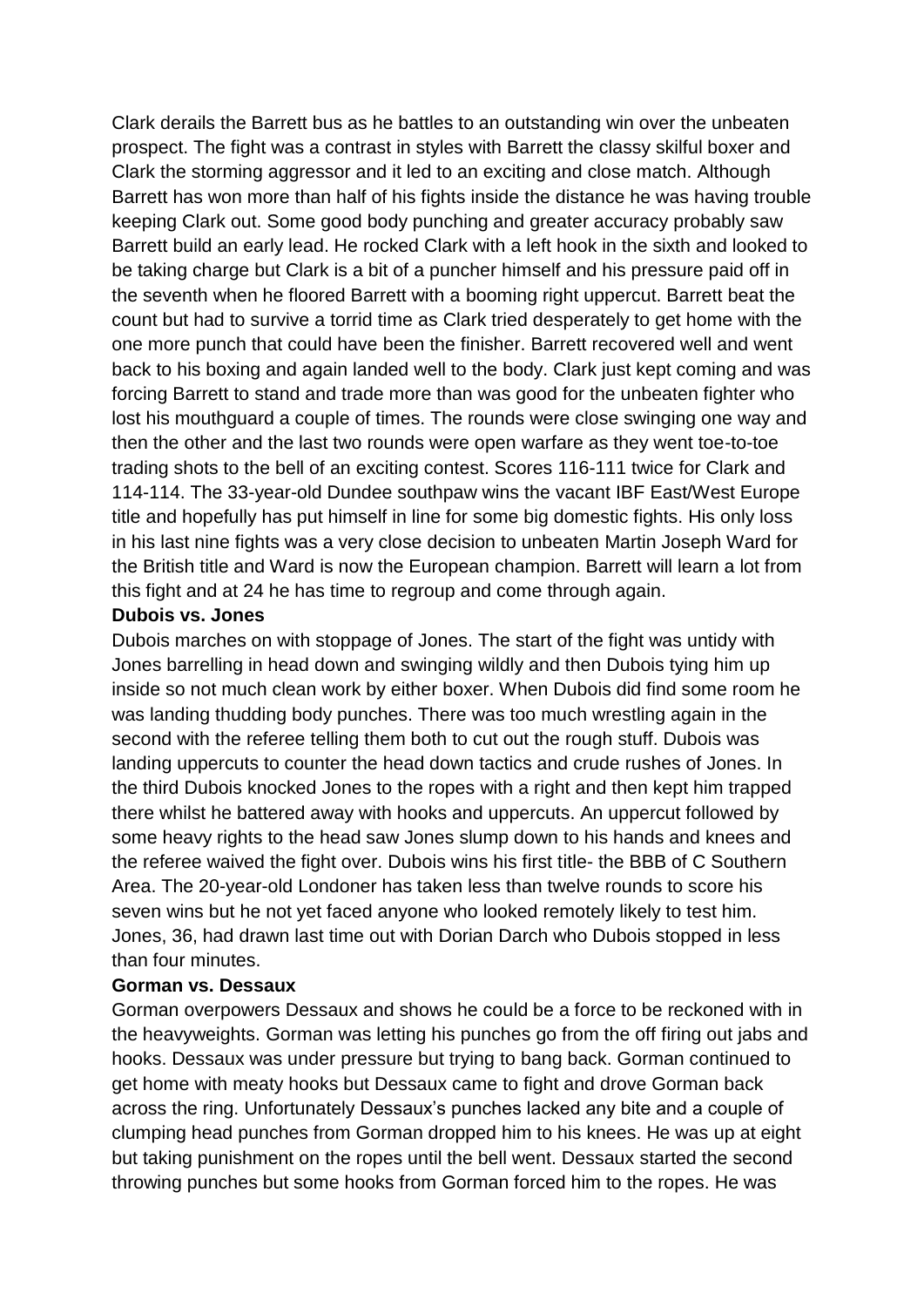Clark derails the Barrett bus as he battles to an outstanding win over the unbeaten prospect. The fight was a contrast in styles with Barrett the classy skilful boxer and Clark the storming aggressor and it led to an exciting and close match. Although Barrett has won more than half of his fights inside the distance he was having trouble keeping Clark out. Some good body punching and greater accuracy probably saw Barrett build an early lead. He rocked Clark with a left hook in the sixth and looked to be taking charge but Clark is a bit of a puncher himself and his pressure paid off in the seventh when he floored Barrett with a booming right uppercut. Barrett beat the count but had to survive a torrid time as Clark tried desperately to get home with the one more punch that could have been the finisher. Barrett recovered well and went back to his boxing and again landed well to the body. Clark just kept coming and was forcing Barrett to stand and trade more than was good for the unbeaten fighter who lost his mouthguard a couple of times. The rounds were close swinging one way and then the other and the last two rounds were open warfare as they went toe-to-toe trading shots to the bell of an exciting contest. Scores 116-111 twice for Clark and 114-114. The 33-year-old Dundee southpaw wins the vacant IBF East/West Europe title and hopefully has put himself in line for some big domestic fights. His only loss in his last nine fights was a very close decision to unbeaten Martin Joseph Ward for the British title and Ward is now the European champion. Barrett will learn a lot from this fight and at 24 he has time to regroup and come through again.

**Dubois vs. Jones**

Dubois marches on with stoppage of Jones. The start of the fight was untidy with Jones barrelling in head down and swinging wildly and then Dubois tying him up inside so not much clean work by either boxer. When Dubois did find some room he was landing thudding body punches. There was too much wrestling again in the second with the referee telling them both to cut out the rough stuff. Dubois was landing uppercuts to counter the head down tactics and crude rushes of Jones. In the third Dubois knocked Jones to the ropes with a right and then kept him trapped there whilst he battered away with hooks and uppercuts. An uppercut followed by some heavy rights to the head saw Jones slump down to his hands and knees and the referee waived the fight over. Dubois wins his first title- the BBB of C Southern Area. The 20-year-old Londoner has taken less than twelve rounds to score his seven wins but he not yet faced anyone who looked remotely likely to test him. Jones, 36, had drawn last time out with Dorian Darch who Dubois stopped in less than four minutes.

**Gorman vs. Dessaux**

Gorman overpowers Dessaux and shows he could be a force to be reckoned with in the heavyweights. Gorman was letting his punches go from the off firing out jabs and hooks. Dessaux was under pressure but trying to bang back. Gorman continued to get home with meaty hooks but Dessaux came to fight and drove Gorman back across the ring. Unfortunately Dessaux's punches lacked any bite and a couple of clumping head punches from Gorman dropped him to his knees. He was up at eight but taking punishment on the ropes until the bell went. Dessaux started the second throwing punches but some hooks from Gorman forced him to the ropes. He was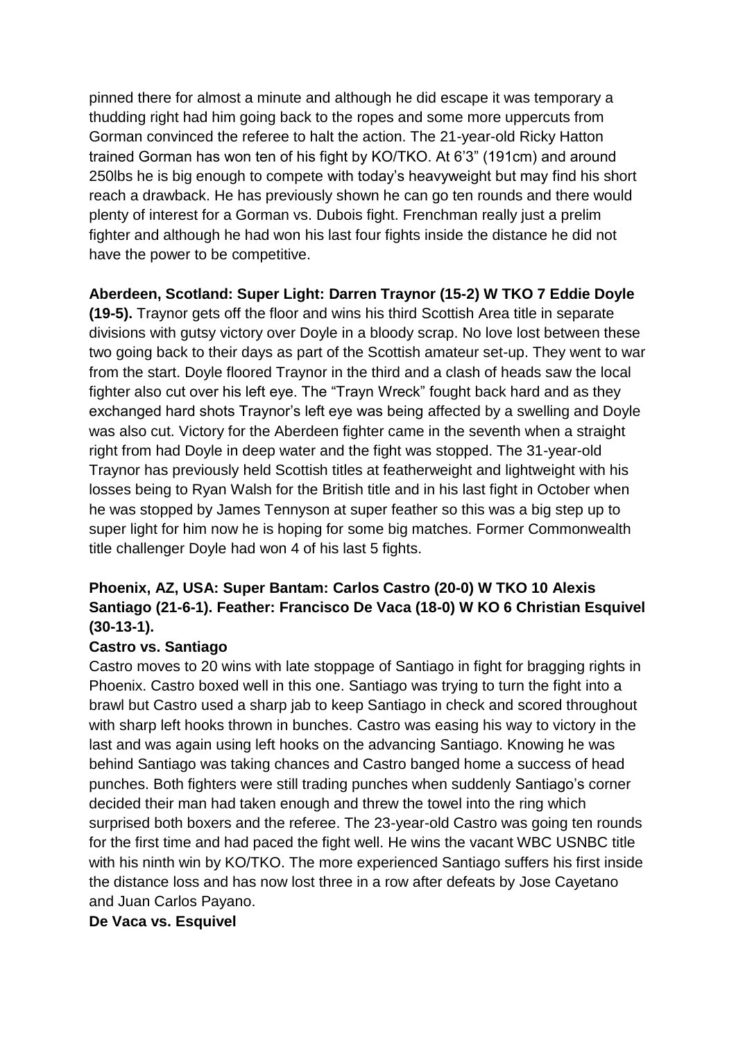pinned there for almost a minute and although he did escape it was temporary a thudding right had him going back to the ropes and some more uppercuts from Gorman convinced the referee to halt the action. The 21-year-old Ricky Hatton trained Gorman has won ten of his fight by KO/TKO. At 6'3" (191cm) and around 250lbs he is big enough to compete with today's heavyweight but may find his short reach a drawback. He has previously shown he can go ten rounds and there would plenty of interest for a Gorman vs. Dubois fight. Frenchman really just a prelim fighter and although he had won his last four fights inside the distance he did not have the power to be competitive.

**Aberdeen, Scotland: Super Light: Darren Traynor (15-2) W TKO 7 Eddie Doyle (19-5).** Traynor gets off the floor and wins his third Scottish Area title in separate divisions with gutsy victory over Doyle in a bloody scrap. No love lost between these two going back to their days as part of the Scottish amateur set-up. They went to war from the start. Doyle floored Traynor in the third and a clash of heads saw the local fighter also cut over his left eye. The "Trayn Wreck" fought back hard and as they exchanged hard shots Traynor's left eye was being affected by a swelling and Doyle was also cut. Victory for the Aberdeen fighter came in the seventh when a straight right from had Doyle in deep water and the fight was stopped. The 31-year-old Traynor has previously held Scottish titles at featherweight and lightweight with his losses being to Ryan Walsh for the British title and in his last fight in October when he was stopped by James Tennyson at super feather so this was a big step up to super light for him now he is hoping for some big matches. Former Commonwealth title challenger Doyle had won 4 of his last 5 fights.

**Phoenix, AZ, USA: Super Bantam: Carlos Castro (20-0) W TKO 10 Alexis Santiago (21-6-1). Feather: Francisco De Vaca (18-0) W KO 6 Christian Esquivel (30-13-1).**

**Castro vs. Santiago**

Castro moves to 20 wins with late stoppage of Santiago in fight for bragging rights in Phoenix. Castro boxed well in this one. Santiago was trying to turn the fight into a brawl but Castro used a sharp jab to keep Santiago in check and scored throughout with sharp left hooks thrown in bunches. Castro was easing his way to victory in the last and was again using left hooks on the advancing Santiago. Knowing he was behind Santiago was taking chances and Castro banged home a success of head punches. Both fighters were still trading punches when suddenly Santiago's corner decided their man had taken enough and threw the towel into the ring which surprised both boxers and the referee. The 23-year-old Castro was going ten rounds for the first time and had paced the fight well. He wins the vacant WBC USNBC title with his ninth win by KO/TKO. The more experienced Santiago suffers his first inside the distance loss and has now lost three in a row after defeats by Jose Cayetano and Juan Carlos Payano.

**De Vaca vs. Esquivel**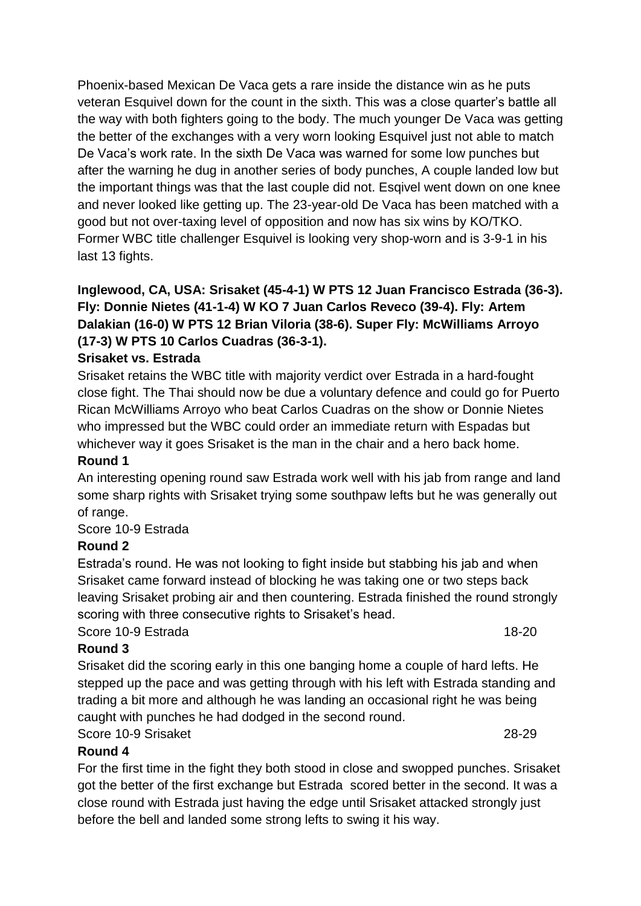Phoenix-based Mexican De Vaca gets a rare inside the distance win as he puts veteran Esquivel down for the count in the sixth. This was a close quarter's battle all the way with both fighters going to the body. The much younger De Vaca was getting the better of the exchanges with a very worn looking Esquivel just not able to match De Vaca's work rate. In the sixth De Vaca was warned for some low punches but after the warning he dug in another series of body punches, A couple landed low but the important things was that the last couple did not. Esqivel went down on one knee and never looked like getting up. The 23-year-old De Vaca has been matched with a good but not over-taxing level of opposition and now has six wins by KO/TKO. Former WBC title challenger Esquivel is looking very shop-worn and is 3-9-1 in his last 13 fights.

**Inglewood, CA, USA: Srisaket (45-4-1) W PTS 12 Juan Francisco Estrada (36-3). Fly: Donnie Nietes (41-1-4) W KO 7 Juan Carlos Reveco (39-4). Fly: Artem Dalakian (16-0) W PTS 12 Brian Viloria (38-6). Super Fly: McWilliams Arroyo (17-3) W PTS 10 Carlos Cuadras (36-3-1).**

**Srisaket vs. Estrada**

Srisaket retains the WBC title with majority verdict over Estrada in a hard-fought close fight. The Thai should now be due a voluntary defence and could go for Puerto Rican McWilliams Arroyo who beat Carlos Cuadras on the show or Donnie Nietes who impressed but the WBC could order an immediate return with Espadas but whichever way it goes Srisaket is the man in the chair and a hero back home.

**Round 1**

An interesting opening round saw Estrada work well with his jab from range and land some sharp rights with Srisaket trying some southpaw lefts but he was generally out of range.

Score 10-9 Estrada

**Round 2**

Estrada's round. He was not looking to fight inside but stabbing his jab and when Srisaket came forward instead of blocking he was taking one or two steps back leaving Srisaket probing air and then countering. Estrada finished the round strongly scoring with three consecutive rights to Srisaket's head.

Score 10-9 Estrada 18-20

**Round 3**

Srisaket did the scoring early in this one banging home a couple of hard lefts. He stepped up the pace and was getting through with his left with Estrada standing and trading a bit more and although he was landing an occasional right he was being caught with punches he had dodged in the second round.

Score 10-9 Srisaket 28-29

**Round 4**

For the first time in the fight they both stood in close and swopped punches. Srisaket got the better of the first exchange but Estrada scored better in the second. It was a close round with Estrada just having the edge until Srisaket attacked strongly just before the bell and landed some strong lefts to swing it his way.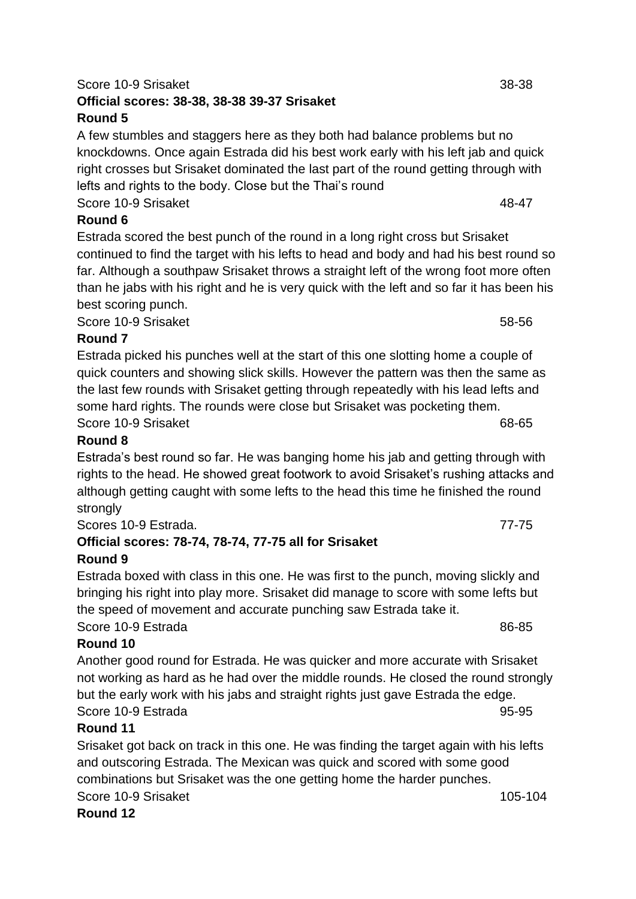Score 10-9 Srisaket 38-38

**Official scores: 38-38, 38-38 39-37 Srisaket**

**Round 5**

A few stumbles and staggers here as they both had balance problems but no knockdowns. Once again Estrada did his best work early with his left jab and quick right crosses but Srisaket dominated the last part of the round getting through with lefts and rights to the body. Close but the Thai's round

Score 10-9 Srisaket 48-47

**Round 6**

Estrada scored the best punch of the round in a long right cross but Srisaket continued to find the target with his lefts to head and body and had his best round so far. Although a southpaw Srisaket throws a straight left of the wrong foot more often than he jabs with his right and he is very quick with the left and so far it has been his best scoring punch.

Score 10-9 Srisaket 58-56

**Round 7**

Estrada picked his punches well at the start of this one slotting home a couple of quick counters and showing slick skills. However the pattern was then the same as the last few rounds with Srisaket getting through repeatedly with his lead lefts and some hard rights. The rounds were close but Srisaket was pocketing them.

Score 10-9 Srisaket 68-65

**Round 8**

Estrada's best round so far. He was banging home his jab and getting through with rights to the head. He showed great footwork to avoid Srisaket's rushing attacks and although getting caught with some lefts to the head this time he finished the round strongly

Scores 10-9 Estrada. 77-75

**Official scores: 78-74, 78-74, 77-75 all for Srisaket**

**Round 9**

Estrada boxed with class in this one. He was first to the punch, moving slickly and bringing his right into play more. Srisaket did manage to score with some lefts but the speed of movement and accurate punching saw Estrada take it.

Score 10-9 Estrada 86-85

**Round 10**

Another good round for Estrada. He was quicker and more accurate with Srisaket not working as hard as he had over the middle rounds. He closed the round strongly but the early work with his jabs and straight rights just gave Estrada the edge.

Score 10-9 Estrada 95-95

**Round 11**

Srisaket got back on track in this one. He was finding the target again with his lefts and outscoring Estrada. The Mexican was quick and scored with some good combinations but Srisaket was the one getting home the harder punches.

Score 10-9 Srisaket 105-104

**Round 12**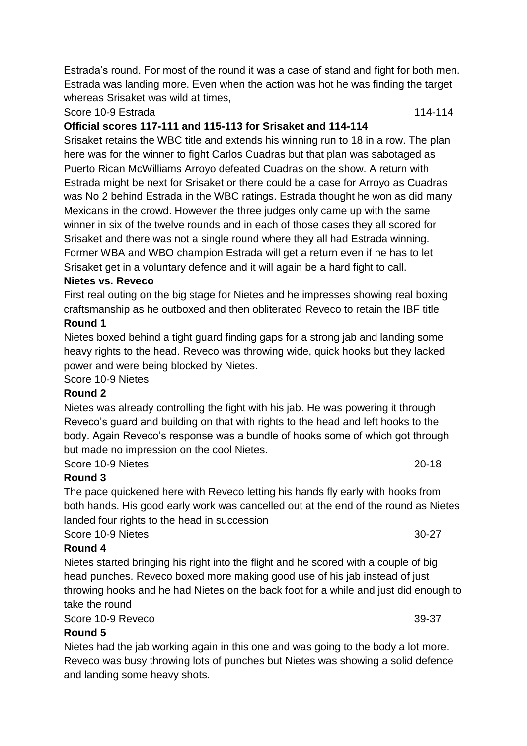Estrada's round. For most of the round it was a case of stand and fight for both men. Estrada was landing more. Even when the action was hot he was finding the target whereas Srisaket was wild at times,

Score 10-9 Estrada 114-114

**Official scores 117-111 and 115-113 for Srisaket and 114-114**

Srisaket retains the WBC title and extends his winning run to 18 in a row. The plan here was for the winner to fight Carlos Cuadras but that plan was sabotaged as Puerto Rican McWilliams Arroyo defeated Cuadras on the show. A return with Estrada might be next for Srisaket or there could be a case for Arroyo as Cuadras was No 2 behind Estrada in the WBC ratings. Estrada thought he won as did many Mexicans in the crowd. However the three judges only came up with the same winner in six of the twelve rounds and in each of those cases they all scored for Srisaket and there was not a single round where they all had Estrada winning. Former WBA and WBO champion Estrada will get a return even if he has to let Srisaket get in a voluntary defence and it will again be a hard fight to call.

**Nietes vs. Reveco**

First real outing on the big stage for Nietes and he impresses showing real boxing craftsmanship as he outboxed and then obliterated Reveco to retain the IBF title

**Round 1**

Nietes boxed behind a tight guard finding gaps for a strong jab and landing some heavy rights to the head. Reveco was throwing wide, quick hooks but they lacked power and were being blocked by Nietes.

Score 10-9 Nietes

**Round 2**

Nietes was already controlling the fight with his jab. He was powering it through Reveco's guard and building on that with rights to the head and left hooks to the body. Again Reveco's response was a bundle of hooks some of which got through but made no impression on the cool Nietes.

Score 10-9 Nietes 20-18

**Round 3**

The pace quickened here with Reveco letting his hands fly early with hooks from both hands. His good early work was cancelled out at the end of the round as Nietes landed four rights to the head in succession

Score 10-9 Nietes 30-27

**Round 4**

Nietes started bringing his right into the flight and he scored with a couple of big head punches. Reveco boxed more making good use of his jab instead of just throwing hooks and he had Nietes on the back foot for a while and just did enough to take the round

Score 10-9 Reveco 39-37

**Round 5**

Nietes had the jab working again in this one and was going to the body a lot more. Reveco was busy throwing lots of punches but Nietes was showing a solid defence and landing some heavy shots.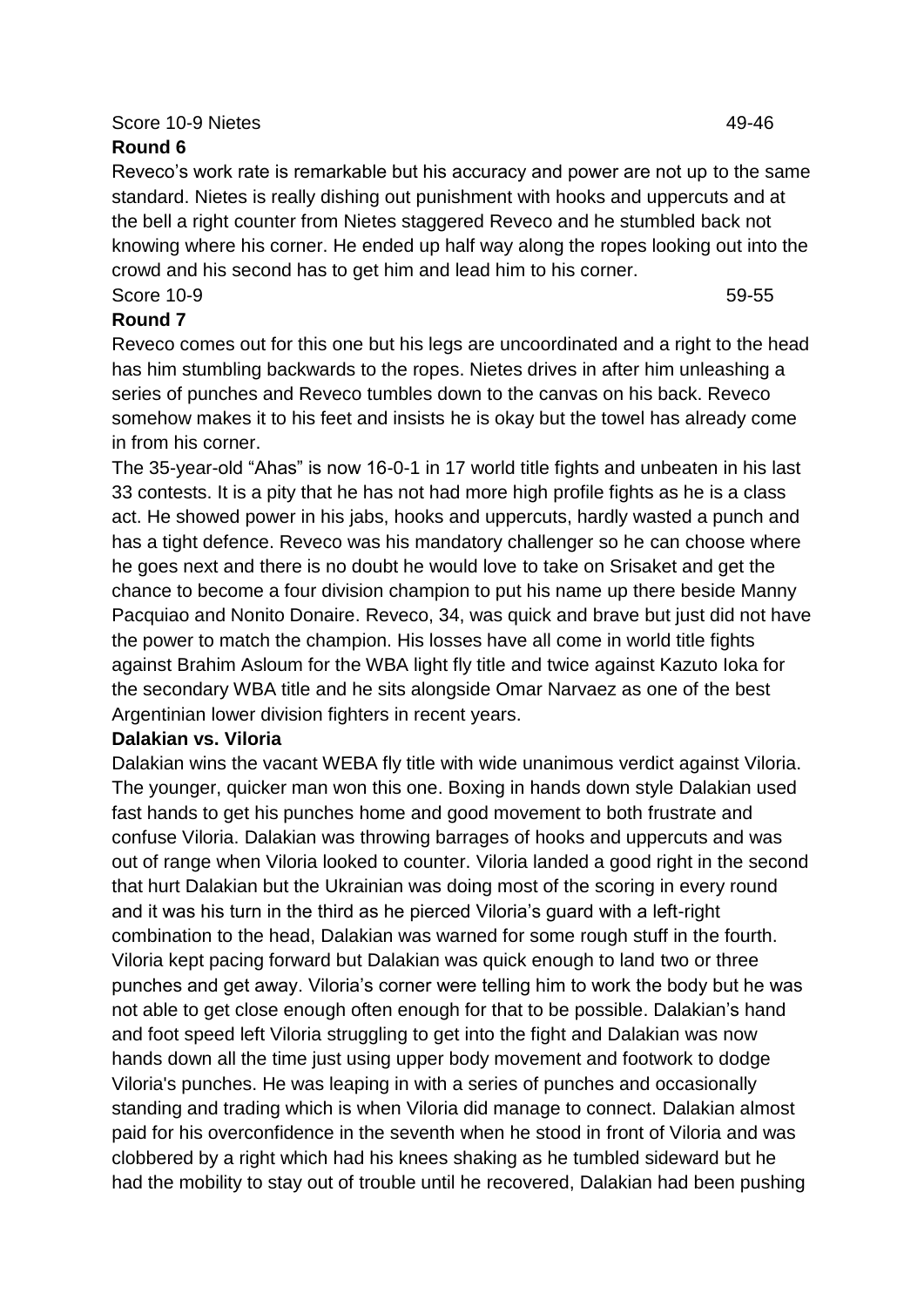Score 10-9 Nietes 49-46

**Round 6**

Reveco's work rate is remarkable but his accuracy and power are not up to the same standard. Nietes is really dishing out punishment with hooks and uppercuts and at the bell a right counter from Nietes staggered Reveco and he stumbled back not knowing where his corner. He ended up half way along the ropes looking out into the crowd and his second has to get him and lead him to his corner.

Score 10-9 59-55

**Round 7**

Reveco comes out for this one but his legs are uncoordinated and a right to the head has him stumbling backwards to the ropes. Nietes drives in after him unleashing a series of punches and Reveco tumbles down to the canvas on his back. Reveco somehow makes it to his feet and insists he is okay but the towel has already come in from his corner.

The 35-year-old "Ahas" is now 16-0-1 in 17 world title fights and unbeaten in his last 33 contests. It is a pity that he has not had more high profile fights as he is a class act. He showed power in his jabs, hooks and uppercuts, hardly wasted a punch and has a tight defence. Reveco was his mandatory challenger so he can choose where he goes next and there is no doubt he would love to take on Srisaket and get the chance to become a four division champion to put his name up there beside Manny Pacquiao and Nonito Donaire. Reveco, 34, was quick and brave but just did not have the power to match the champion. His losses have all come in world title fights against Brahim Asloum for the WBA light fly title and twice against Kazuto Ioka for the secondary WBA title and he sits alongside Omar Narvaez as one of the best Argentinian lower division fighters in recent years.

**Dalakian vs. Viloria**

Dalakian wins the vacant WEBA fly title with wide unanimous verdict against Viloria. The younger, quicker man won this one. Boxing in hands down style Dalakian used fast hands to get his punches home and good movement to both frustrate and confuse Viloria. Dalakian was throwing barrages of hooks and uppercuts and was out of range when Viloria looked to counter. Viloria landed a good right in the second that hurt Dalakian but the Ukrainian was doing most of the scoring in every round and it was his turn in the third as he pierced Viloria's guard with a left-right combination to the head, Dalakian was warned for some rough stuff in the fourth. Viloria kept pacing forward but Dalakian was quick enough to land two or three punches and get away. Viloria's corner were telling him to work the body but he was not able to get close enough often enough for that to be possible. Dalakian's hand and foot speed left Viloria struggling to get into the fight and Dalakian was now hands down all the time just using upper body movement and footwork to dodge Viloria's punches. He was leaping in with a series of punches and occasionally standing and trading which is when Viloria did manage to connect. Dalakian almost paid for his overconfidence in the seventh when he stood in front of Viloria and was clobbered by a right which had his knees shaking as he tumbled sideward but he had the mobility to stay out of trouble until he recovered, Dalakian had been pushing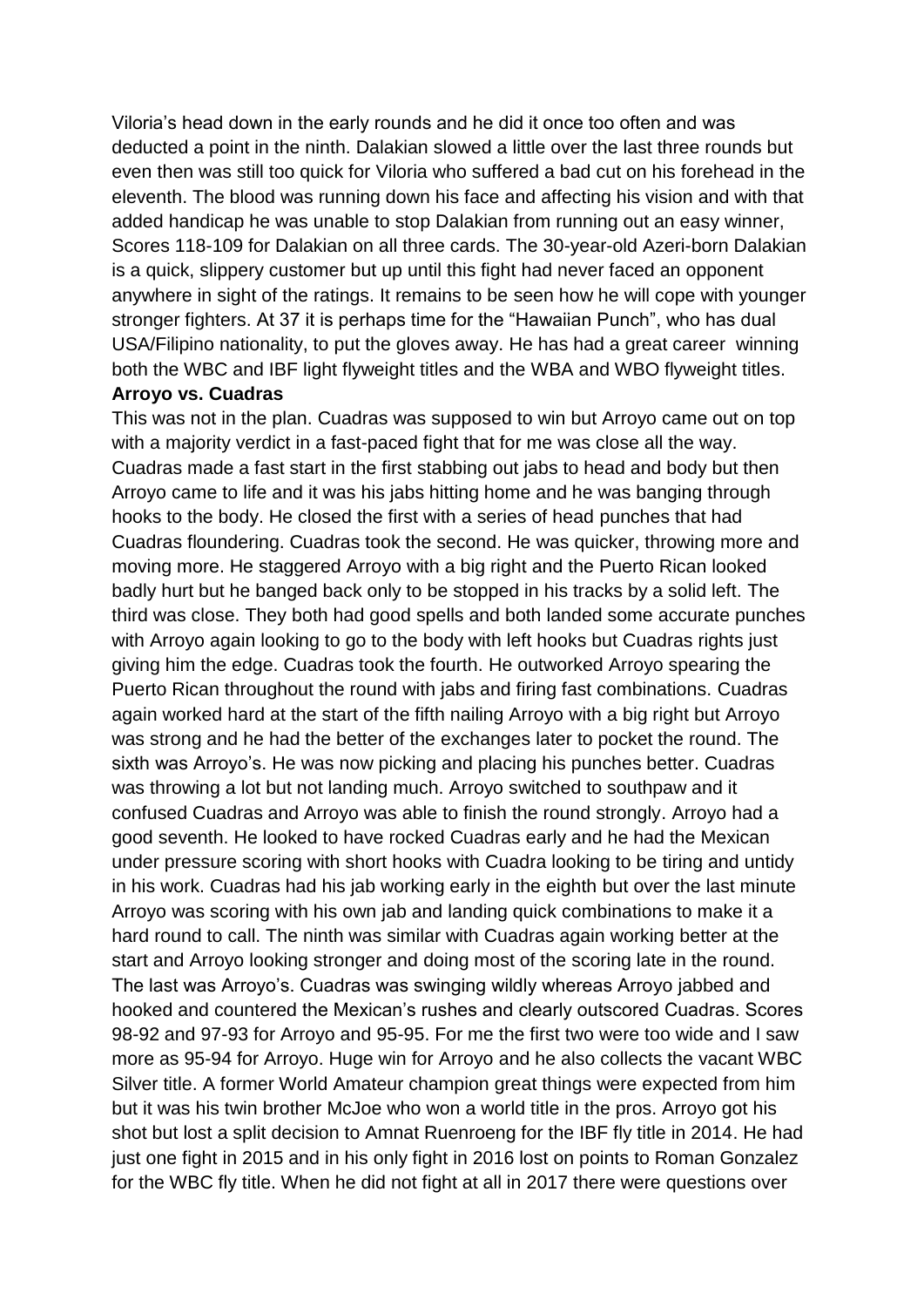Viloria's head down in the early rounds and he did it once too often and was deducted a point in the ninth. Dalakian slowed a little over the last three rounds but even then was still too quick for Viloria who suffered a bad cut on his forehead in the eleventh. The blood was running down his face and affecting his vision and with that added handicap he was unable to stop Dalakian from running out an easy winner, Scores 118-109 for Dalakian on all three cards. The 30-year-old Azeri-born Dalakian is a quick, slippery customer but up until this fight had never faced an opponent anywhere in sight of the ratings. It remains to be seen how he will cope with younger stronger fighters. At 37 it is perhaps time for the "Hawaiian Punch", who has dual USA/Filipino nationality, to put the gloves away. He has had a great career winning both the WBC and IBF light flyweight titles and the WBA and WBO flyweight titles.

**Arroyo vs. Cuadras**

This was not in the plan. Cuadras was supposed to win but Arroyo came out on top with a majority verdict in a fast-paced fight that for me was close all the way. Cuadras made a fast start in the first stabbing out jabs to head and body but then Arroyo came to life and it was his jabs hitting home and he was banging through hooks to the body. He closed the first with a series of head punches that had Cuadras floundering. Cuadras took the second. He was quicker, throwing more and moving more. He staggered Arroyo with a big right and the Puerto Rican looked badly hurt but he banged back only to be stopped in his tracks by a solid left. The third was close. They both had good spells and both landed some accurate punches with Arroyo again looking to go to the body with left hooks but Cuadras rights just giving him the edge. Cuadras took the fourth. He outworked Arroyo spearing the Puerto Rican throughout the round with jabs and firing fast combinations. Cuadras again worked hard at the start of the fifth nailing Arroyo with a big right but Arroyo was strong and he had the better of the exchanges later to pocket the round. The sixth was Arroyo's. He was now picking and placing his punches better. Cuadras was throwing a lot but not landing much. Arroyo switched to southpaw and it confused Cuadras and Arroyo was able to finish the round strongly. Arroyo had a good seventh. He looked to have rocked Cuadras early and he had the Mexican under pressure scoring with short hooks with Cuadra looking to be tiring and untidy in his work. Cuadras had his jab working early in the eighth but over the last minute Arroyo was scoring with his own jab and landing quick combinations to make it a hard round to call. The ninth was similar with Cuadras again working better at the start and Arroyo looking stronger and doing most of the scoring late in the round. The last was Arroyo's. Cuadras was swinging wildly whereas Arroyo jabbed and hooked and countered the Mexican's rushes and clearly outscored Cuadras. Scores 98-92 and 97-93 for Arroyo and 95-95. For me the first two were too wide and I saw more as 95-94 for Arroyo. Huge win for Arroyo and he also collects the vacant WBC Silver title. A former World Amateur champion great things were expected from him but it was his twin brother McJoe who won a world title in the pros. Arroyo got his shot but lost a split decision to Amnat Ruenroeng for the IBF fly title in 2014. He had just one fight in 2015 and in his only fight in 2016 lost on points to Roman Gonzalez for the WBC fly title. When he did not fight at all in 2017 there were questions over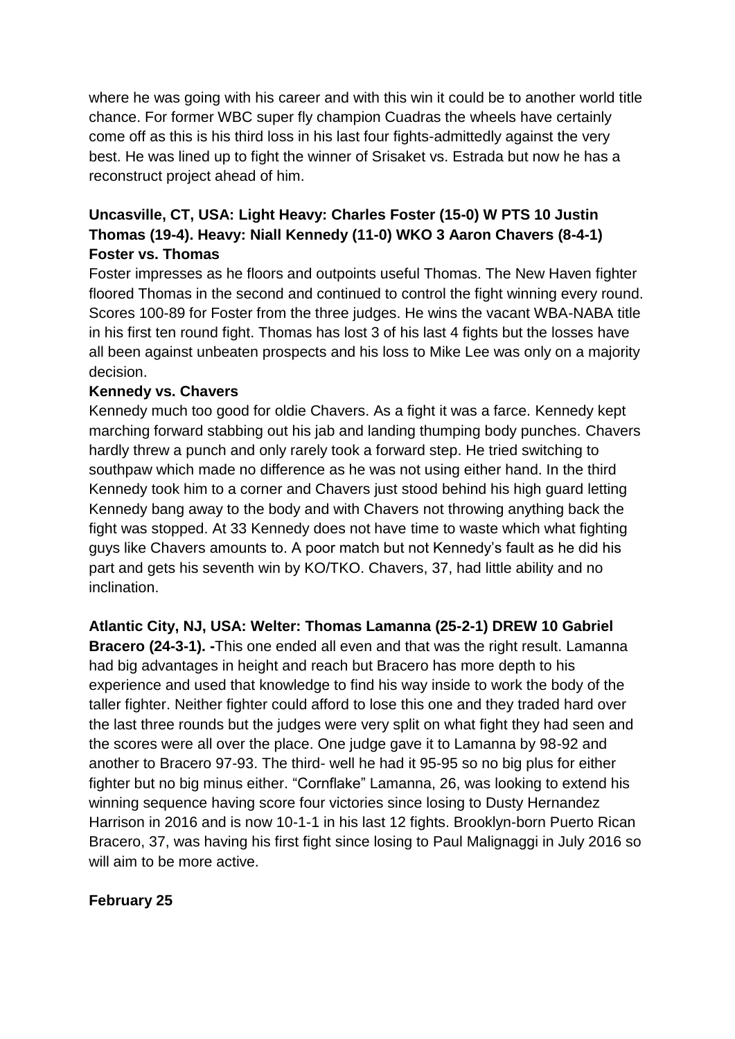where he was going with his career and with this win it could be to another world title chance. For former WBC super fly champion Cuadras the wheels have certainly come off as this is his third loss in his last four fights-admittedly against the very best. He was lined up to fight the winner of Srisaket vs. Estrada but now he has a reconstruct project ahead of him.

**Uncasville, CT, USA: Light Heavy: Charles Foster (15-0) W PTS 10 Justin Thomas (19-4). Heavy: Niall Kennedy (11-0) WKO 3 Aaron Chavers (8-4-1)**

**Foster vs. Thomas**

Foster impresses as he floors and outpoints useful Thomas. The New Haven fighter floored Thomas in the second and continued to control the fight winning every round. Scores 100-89 for Foster from the three judges. He wins the vacant WBA-NABA title in his first ten round fight. Thomas has lost 3 of his last 4 fights but the losses have all been against unbeaten prospects and his loss to Mike Lee was only on a majority decision.

**Kennedy vs. Chavers**

Kennedy much too good for oldie Chavers. As a fight it was a farce. Kennedy kept marching forward stabbing out his jab and landing thumping body punches. Chavers hardly threw a punch and only rarely took a forward step. He tried switching to southpaw which made no difference as he was not using either hand. In the third Kennedy took him to a corner and Chavers just stood behind his high guard letting Kennedy bang away to the body and with Chavers not throwing anything back the fight was stopped. At 33 Kennedy does not have time to waste which what fighting guys like Chavers amounts to. A poor match but not Kennedy's fault as he did his part and gets his seventh win by KO/TKO. Chavers, 37, had little ability and no inclination.

**Atlantic City, NJ, USA: Welter: Thomas Lamanna (25-2-1) DREW 10 Gabriel Bracero (24-3-1). -**This one ended all even and that was the right result. Lamanna had big advantages in height and reach but Bracero has more depth to his experience and used that knowledge to find his way inside to work the body of the taller fighter. Neither fighter could afford to lose this one and they traded hard over the last three rounds but the judges were very split on what fight they had seen and the scores were all over the place. One judge gave it to Lamanna by 98-92 and another to Bracero 97-93. The third- well he had it 95-95 so no big plus for either fighter but no big minus either. "Cornflake" Lamanna, 26, was looking to extend his winning sequence having score four victories since losing to Dusty Hernandez Harrison in 2016 and is now 10-1-1 in his last 12 fights. Brooklyn-born Puerto Rican Bracero, 37, was having his first fight since losing to Paul Malignaggi in July 2016 so will aim to be more active.

**February 25**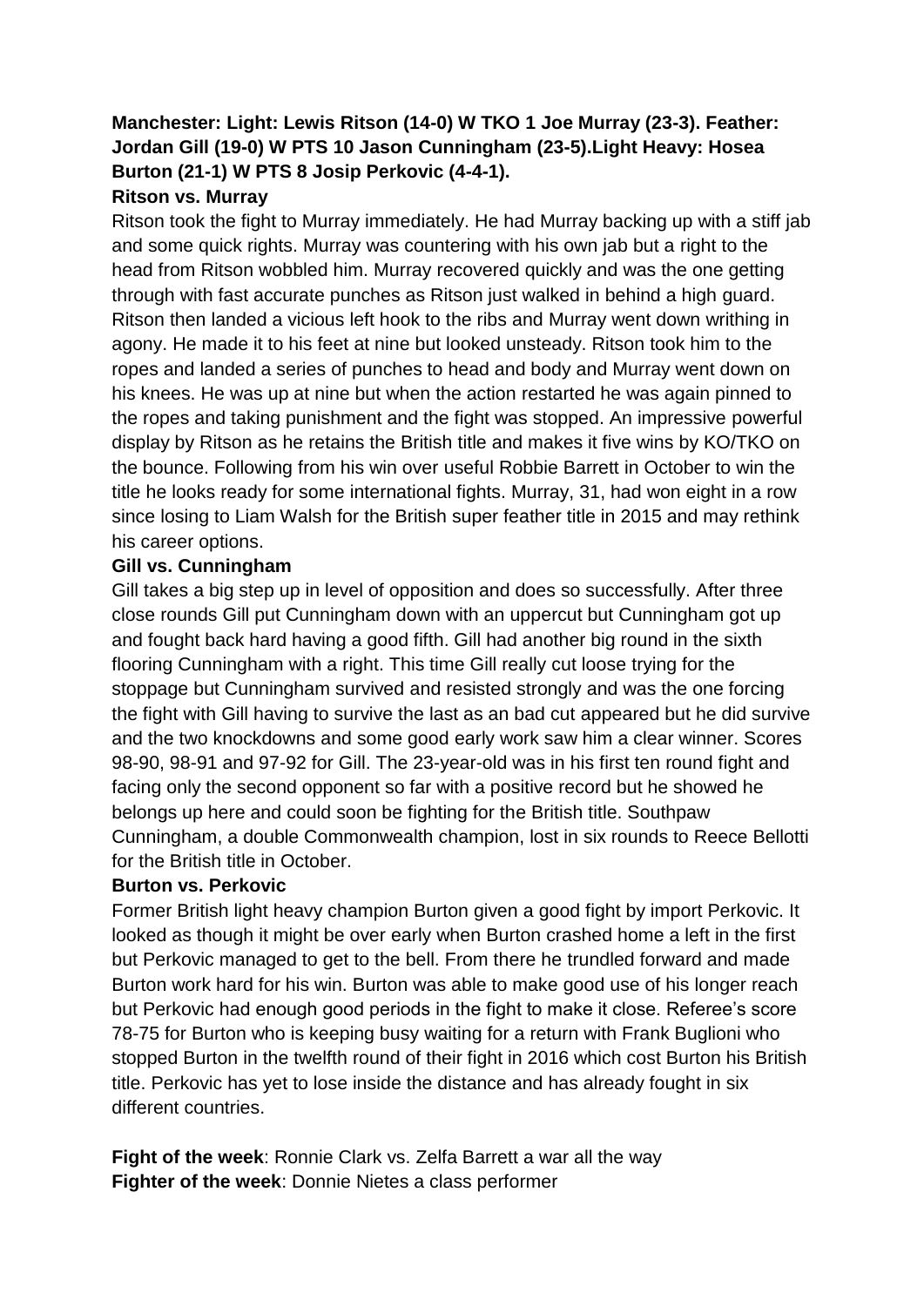**Manchester: Light: Lewis Ritson (14-0) W TKO 1 Joe Murray (23-3). Feather: Jordan Gill (19-0) W PTS 10 Jason Cunningham (23-5).Light Heavy: Hosea Burton (21-1) W PTS 8 Josip Perkovic (4-4-1).**

**Ritson vs. Murray**

Ritson took the fight to Murray immediately. He had Murray backing up with a stiff jab and some quick rights. Murray was countering with his own jab but a right to the head from Ritson wobbled him. Murray recovered quickly and was the one getting through with fast accurate punches as Ritson just walked in behind a high guard. Ritson then landed a vicious left hook to the ribs and Murray went down writhing in agony. He made it to his feet at nine but looked unsteady. Ritson took him to the ropes and landed a series of punches to head and body and Murray went down on his knees. He was up at nine but when the action restarted he was again pinned to the ropes and taking punishment and the fight was stopped. An impressive powerful display by Ritson as he retains the British title and makes it five wins by KO/TKO on the bounce. Following from his win over useful Robbie Barrett in October to win the title he looks ready for some international fights. Murray, 31, had won eight in a row since losing to Liam Walsh for the British super feather title in 2015 and may rethink his career options.

**Gill vs. Cunningham**

Gill takes a big step up in level of opposition and does so successfully. After three close rounds Gill put Cunningham down with an uppercut but Cunningham got up and fought back hard having a good fifth. Gill had another big round in the sixth flooring Cunningham with a right. This time Gill really cut loose trying for the stoppage but Cunningham survived and resisted strongly and was the one forcing the fight with Gill having to survive the last as an bad cut appeared but he did survive and the two knockdowns and some good early work saw him a clear winner. Scores 98-90, 98-91 and 97-92 for Gill. The 23-year-old was in his first ten round fight and facing only the second opponent so far with a positive record but he showed he belongs up here and could soon be fighting for the British title. Southpaw Cunningham, a double Commonwealth champion, lost in six rounds to Reece Bellotti for the British title in October.

**Burton vs. Perkovic**

Former British light heavy champion Burton given a good fight by import Perkovic. It looked as though it might be over early when Burton crashed home a left in the first but Perkovic managed to get to the bell. From there he trundled forward and made Burton work hard for his win. Burton was able to make good use of his longer reach but Perkovic had enough good periods in the fight to make it close. Referee's score 78-75 for Burton who is keeping busy waiting for a return with Frank Buglioni who stopped Burton in the twelfth round of their fight in 2016 which cost Burton his British title. Perkovic has yet to lose inside the distance and has already fought in six different countries.

**Fight of the week**: Ronnie Clark vs. Zelfa Barrett a war all the way

**Fighter of the week**: Donnie Nietes a class performer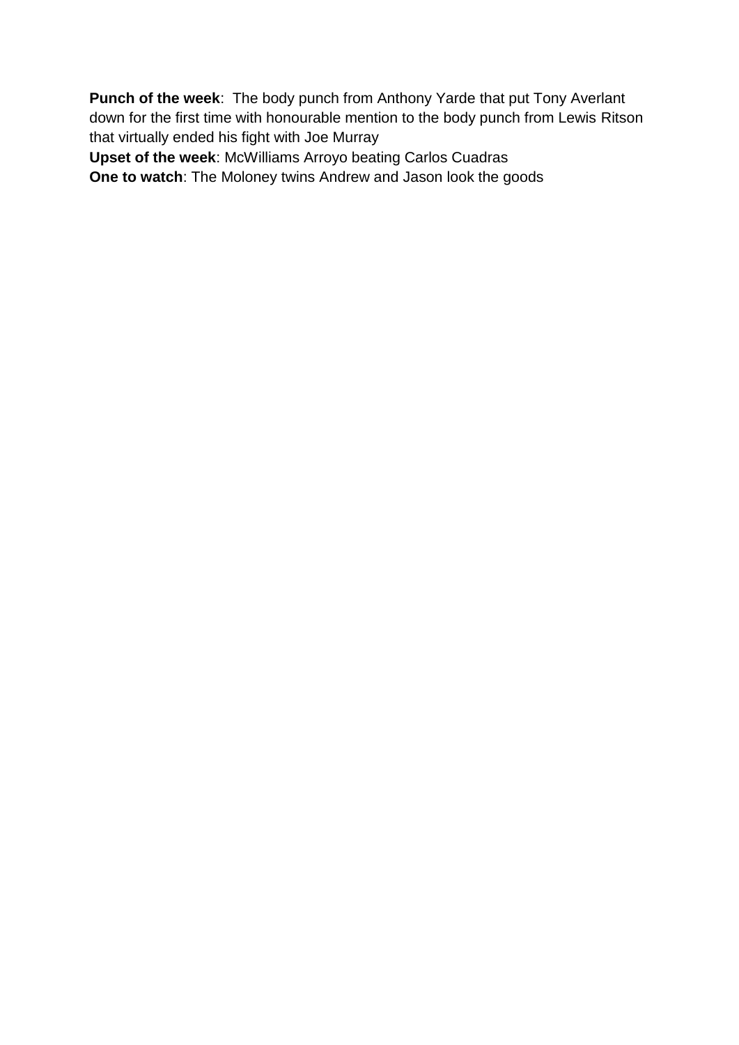**Punch of the week**: The body punch from Anthony Yarde that put Tony Averlant down for the first time with honourable mention to the body punch from Lewis Ritson that virtually ended his fight with Joe Murray

**Upset of the week**: McWilliams Arroyo beating Carlos Cuadras

**One to watch**: The Moloney twins Andrew and Jason look the goods